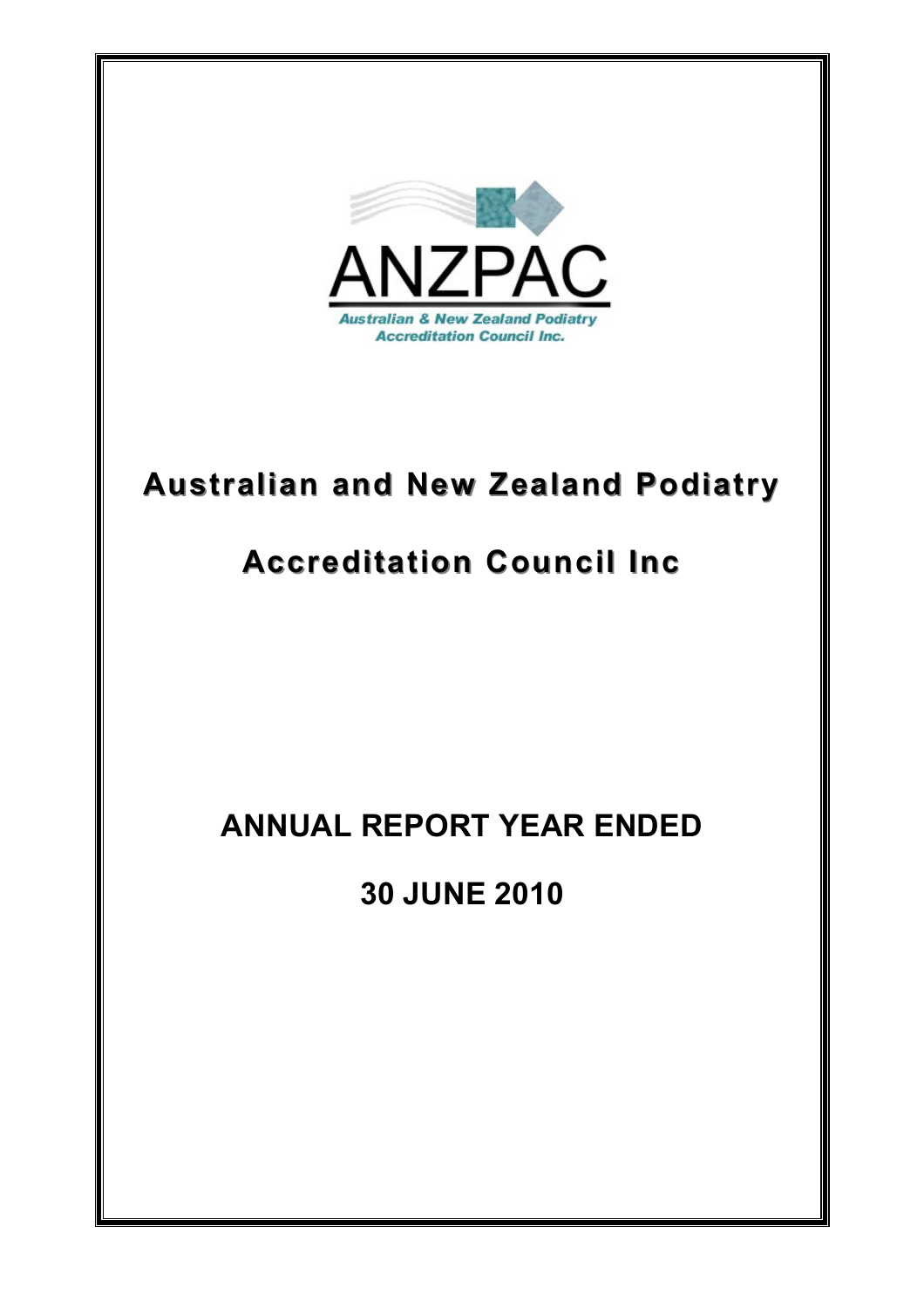ANZPAC

Australian & New Zealand Podiatry Accreditation Council Inc.

# Australian and New Zealand Podiatry Accreditation Council Inc

# ANNUAL REPORT YEAR ENDED 30 JUNE 2010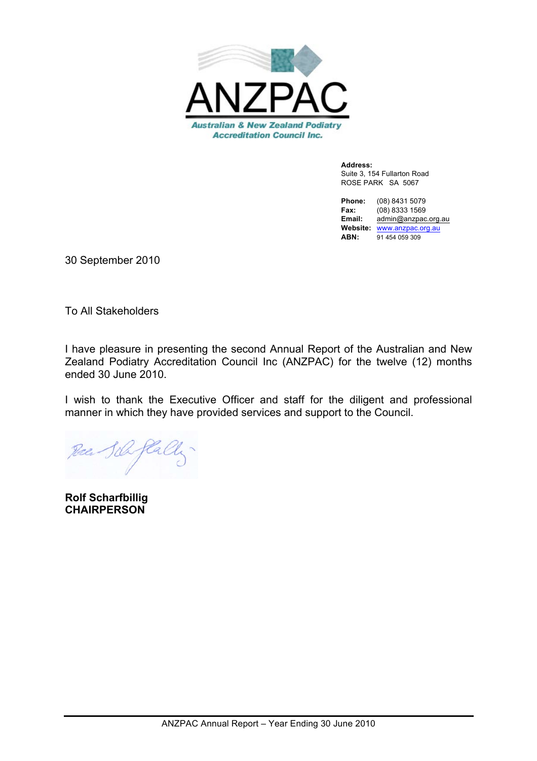# ANZPAC

**Australian & New Zealand Podiatry Accreditation Council Inc.**

**Address:**
Suite 3, 154 Fullarton Road
ROSE PARK SA 5067

**Phone:** (08) 8431 5079
**Fax:** (08) 8333 1569
**Email:** admin@anzpac.org.au
**Website:** www.anzpac.org.au
**ABN:** 91 454 059 309

30 September 2010

To All Stakeholders

I have pleasure in presenting the second Annual Report of the Australian and New Zealand Podiatry Accreditation Council Inc (ANZPAC) for the twelve (12) months ended 30 June 2010.

I wish to thank the Executive Officer and staff for the diligent and professional manner in which they have provided services and support to the Council.

**Rolf Scharfbillig**
**CHAIRPERSON**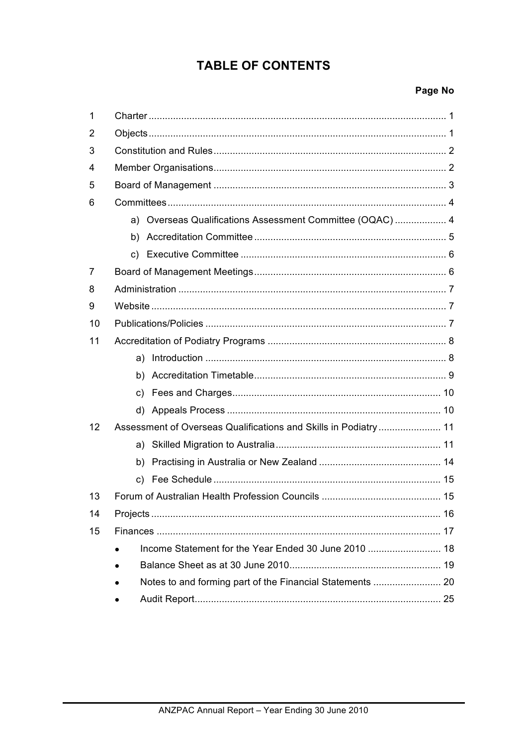# TABLE OF CONTENTS

| | | Page No |
|---|---|---|
| 1 | Charter | 1 |
| 2 | Objects | 1 |
| 3 | Constitution and Rules | 2 |
| 4 | Member Organisations | 2 |
| 5 | Board of Management | 3 |
| 6 | Committees | 4 |
| | a) Overseas Qualifications Assessment Committee (OQAC) | 4 |
| | b) Accreditation Committee | 5 |
| | c) Executive Committee | 6 |
| 7 | Board of Management Meetings | 6 |
| 8 | Administration | 7 |
| 9 | Website | 7 |
| 10 | Publications/Policies | 7 |
| 11 | Accreditation of Podiatry Programs | 8 |
| | a) Introduction | 8 |
| | b) Accreditation Timetable | 9 |
| | c) Fees and Charges | 10 |
| | d) Appeals Process | 10 |
| 12 | Assessment of Overseas Qualifications and Skills in Podiatry | 11 |
| | a) Skilled Migration to Australia | 11 |
| | b) Practising in Australia or New Zealand | 14 |
| | c) Fee Schedule | 15 |
| 13 | Forum of Australian Health Profession Councils | 15 |
| 14 | Projects | 16 |
| 15 | Finances | 17 |
| | • Income Statement for the Year Ended 30 June 2010 | 18 |
| | • Balance Sheet as at 30 June 2010 | 19 |
| | • Notes to and forming part of the Financial Statements | 20 |
| | • Audit Report | 25 |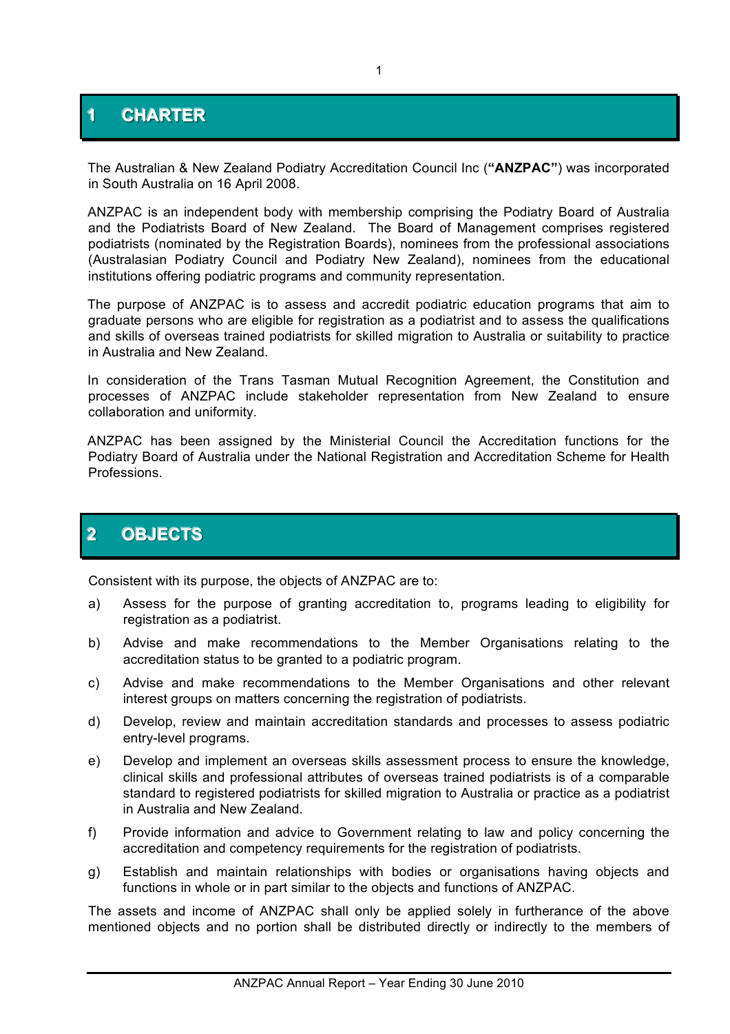# 1 CHARTER

The Australian & New Zealand Podiatry Accreditation Council Inc (**"ANZPAC"**) was incorporated in South Australia on 16 April 2008.

ANZPAC is an independent body with membership comprising the Podiatry Board of Australia and the Podiatrists Board of New Zealand. The Board of Management comprises registered podiatrists (nominated by the Registration Boards), nominees from the professional associations (Australasian Podiatry Council and Podiatry New Zealand), nominees from the educational institutions offering podiatric programs and community representation.

The purpose of ANZPAC is to assess and accredit podiatric education programs that aim to graduate persons who are eligible for registration as a podiatrist and to assess the qualifications and skills of overseas trained podiatrists for skilled migration to Australia or suitability to practice in Australia and New Zealand.

In consideration of the Trans Tasman Mutual Recognition Agreement, the Constitution and processes of ANZPAC include stakeholder representation from New Zealand to ensure collaboration and uniformity.

ANZPAC has been assigned by the Ministerial Council the Accreditation functions for the Podiatry Board of Australia under the National Registration and Accreditation Scheme for Health Professions.

# 2 OBJECTS

Consistent with its purpose, the objects of ANZPAC are to:

a) Assess for the purpose of granting accreditation to, programs leading to eligibility for registration as a podiatrist.

b) Advise and make recommendations to the Member Organisations relating to the accreditation status to be granted to a podiatric program.

c) Advise and make recommendations to the Member Organisations and other relevant interest groups on matters concerning the registration of podiatrists.

d) Develop, review and maintain accreditation standards and processes to assess podiatric entry-level programs.

e) Develop and implement an overseas skills assessment process to ensure the knowledge, clinical skills and professional attributes of overseas trained podiatrists is of a comparable standard to registered podiatrists for skilled migration to Australia or practice as a podiatrist in Australia and New Zealand.

f) Provide information and advice to Government relating to law and policy concerning the accreditation and competency requirements for the registration of podiatrists.

g) Establish and maintain relationships with bodies or organisations having objects and functions in whole or in part similar to the objects and functions of ANZPAC.

The assets and income of ANZPAC shall only be applied solely in furtherance of the above mentioned objects and no portion shall be distributed directly or indirectly to the members of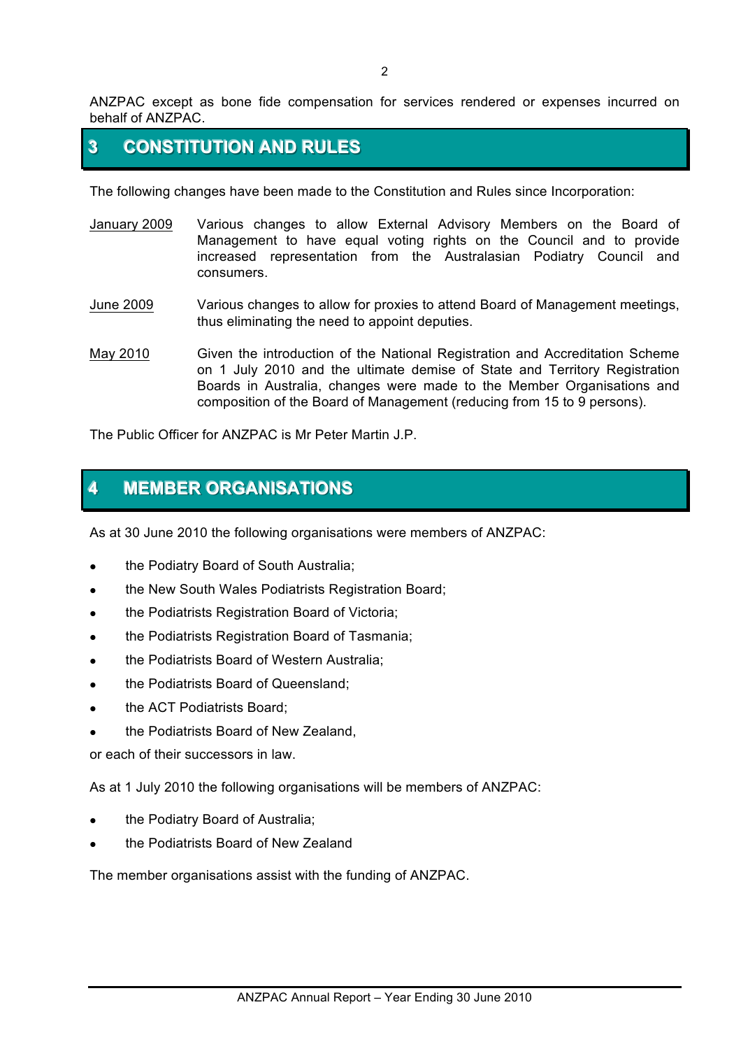ANZPAC except as bone fide compensation for services rendered or expenses incurred on behalf of ANZPAC.

## 3 CONSTITUTION AND RULES

The following changes have been made to the Constitution and Rules since Incorporation:

January 2009 — Various changes to allow External Advisory Members on the Board of Management to have equal voting rights on the Council and to provide increased representation from the Australasian Podiatry Council and consumers.

June 2009 — Various changes to allow for proxies to attend Board of Management meetings, thus eliminating the need to appoint deputies.

May 2010 — Given the introduction of the National Registration and Accreditation Scheme on 1 July 2010 and the ultimate demise of State and Territory Registration Boards in Australia, changes were made to the Member Organisations and composition of the Board of Management (reducing from 15 to 9 persons).

The Public Officer for ANZPAC is Mr Peter Martin J.P.

## 4 MEMBER ORGANISATIONS

As at 30 June 2010 the following organisations were members of ANZPAC:

- the Podiatry Board of South Australia;
- the New South Wales Podiatrists Registration Board;
- the Podiatrists Registration Board of Victoria;
- the Podiatrists Registration Board of Tasmania;
- the Podiatrists Board of Western Australia;
- the Podiatrists Board of Queensland;
- the ACT Podiatrists Board;
- the Podiatrists Board of New Zealand,

or each of their successors in law.

As at 1 July 2010 the following organisations will be members of ANZPAC:

- the Podiatry Board of Australia;
- the Podiatrists Board of New Zealand

The member organisations assist with the funding of ANZPAC.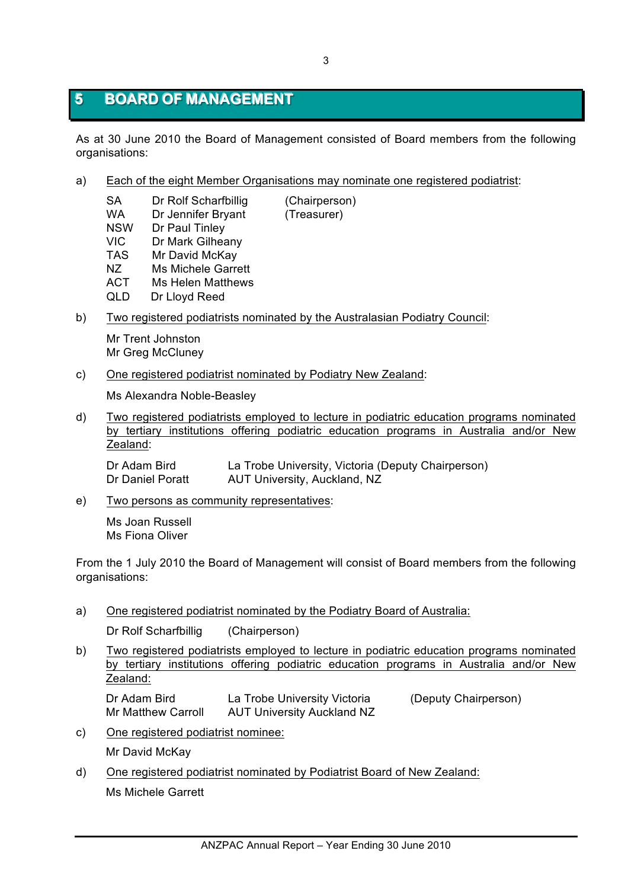# 5 BOARD OF MANAGEMENT

As at 30 June 2010 the Board of Management consisted of Board members from the following organisations:

a) Each of the eight Member Organisations may nominate one registered podiatrist:

| | | |
|---|---|---|
| SA | Dr Rolf Scharfbillig | (Chairperson) |
| WA | Dr Jennifer Bryant | (Treasurer) |
| NSW | Dr Paul Tinley | |
| VIC | Dr Mark Gilheany | |
| TAS | Mr David McKay | |
| NZ | Ms Michele Garrett | |
| ACT | Ms Helen Matthews | |
| QLD | Dr Lloyd Reed | |

b) Two registered podiatrists nominated by the Australasian Podiatry Council:

Mr Trent Johnston
Mr Greg McCluney

c) One registered podiatrist nominated by Podiatry New Zealand:

Ms Alexandra Noble-Beasley

d) Two registered podiatrists employed to lecture in podiatric education programs nominated by tertiary institutions offering podiatric education programs in Australia and/or New Zealand:

| | |
|---|---|
| Dr Adam Bird | La Trobe University, Victoria (Deputy Chairperson) |
| Dr Daniel Poratt | AUT University, Auckland, NZ |

e) Two persons as community representatives:

Ms Joan Russell
Ms Fiona Oliver

From the 1 July 2010 the Board of Management will consist of Board members from the following organisations:

a) One registered podiatrist nominated by the Podiatry Board of Australia:

Dr Rolf Scharfbillig (Chairperson)

b) Two registered podiatrists employed to lecture in podiatric education programs nominated by tertiary institutions offering podiatric education programs in Australia and/or New Zealand:

| | | |
|---|---|---|
| Dr Adam Bird | La Trobe University Victoria | (Deputy Chairperson) |
| Mr Matthew Carroll | AUT University Auckland NZ | |

c) One registered podiatrist nominee:

Mr David McKay

d) One registered podiatrist nominated by Podiatrist Board of New Zealand:

Ms Michele Garrett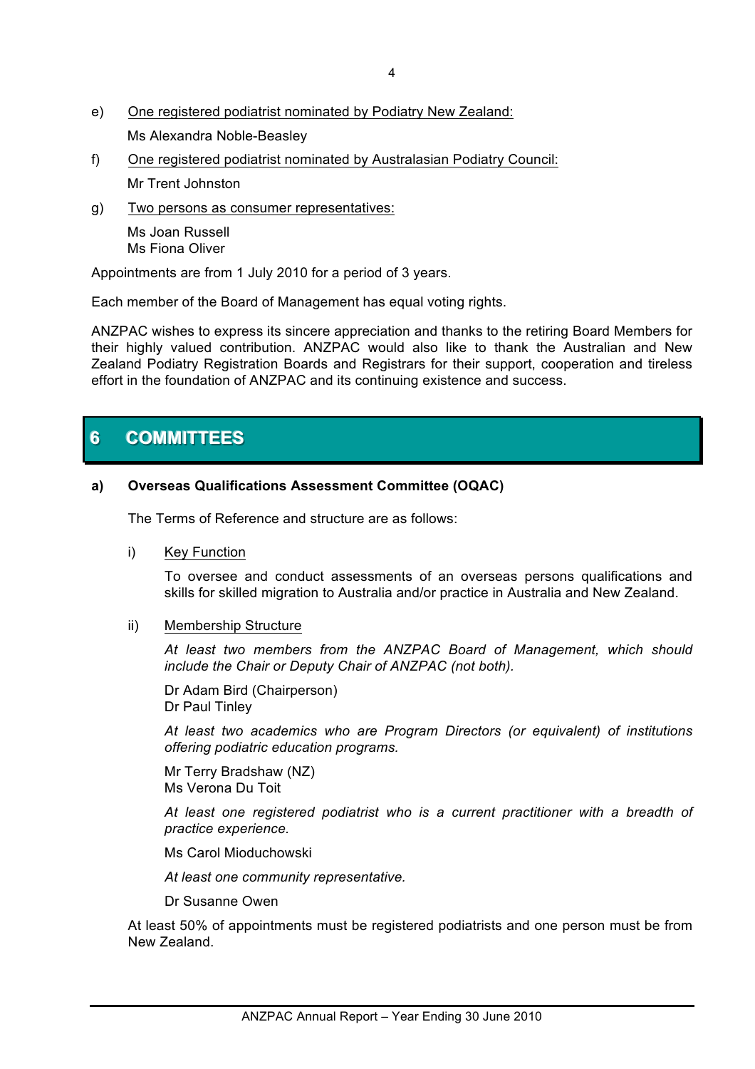e) One registered podiatrist nominated by Podiatry New Zealand:

Ms Alexandra Noble-Beasley

f) One registered podiatrist nominated by Australasian Podiatry Council:

Mr Trent Johnston

g) Two persons as consumer representatives:

Ms Joan Russell
Ms Fiona Oliver

Appointments are from 1 July 2010 for a period of 3 years.

Each member of the Board of Management has equal voting rights.

ANZPAC wishes to express its sincere appreciation and thanks to the retiring Board Members for their highly valued contribution. ANZPAC would also like to thank the Australian and New Zealand Podiatry Registration Boards and Registrars for their support, cooperation and tireless effort in the foundation of ANZPAC and its continuing existence and success.

## 6 COMMITTEES

**a) Overseas Qualifications Assessment Committee (OQAC)**

The Terms of Reference and structure are as follows:

i) Key Function

To oversee and conduct assessments of an overseas persons qualifications and skills for skilled migration to Australia and/or practice in Australia and New Zealand.

ii) Membership Structure

*At least two members from the ANZPAC Board of Management, which should include the Chair or Deputy Chair of ANZPAC (not both).*

Dr Adam Bird (Chairperson)
Dr Paul Tinley

*At least two academics who are Program Directors (or equivalent) of institutions offering podiatric education programs.*

Mr Terry Bradshaw (NZ)
Ms Verona Du Toit

*At least one registered podiatrist who is a current practitioner with a breadth of practice experience.*

Ms Carol Mioduchowski

*At least one community representative.*

Dr Susanne Owen

At least 50% of appointments must be registered podiatrists and one person must be from New Zealand.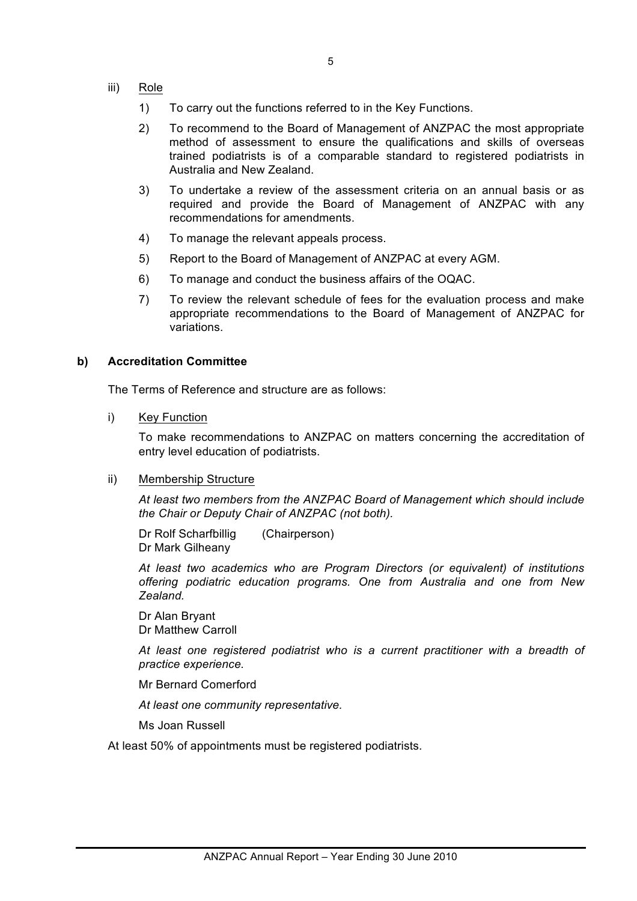iii) <u>Role</u>

1) To carry out the functions referred to in the Key Functions.

2) To recommend to the Board of Management of ANZPAC the most appropriate method of assessment to ensure the qualifications and skills of overseas trained podiatrists is of a comparable standard to registered podiatrists in Australia and New Zealand.

3) To undertake a review of the assessment criteria on an annual basis or as required and provide the Board of Management of ANZPAC with any recommendations for amendments.

4) To manage the relevant appeals process.

5) Report to the Board of Management of ANZPAC at every AGM.

6) To manage and conduct the business affairs of the OQAC.

7) To review the relevant schedule of fees for the evaluation process and make appropriate recommendations to the Board of Management of ANZPAC for variations.

**b) Accreditation Committee**

The Terms of Reference and structure are as follows:

i) <u>Key Function</u>

To make recommendations to ANZPAC on matters concerning the accreditation of entry level education of podiatrists.

ii) <u>Membership Structure</u>

*At least two members from the ANZPAC Board of Management which should include the Chair or Deputy Chair of ANZPAC (not both).*

Dr Rolf Scharfbillig (Chairperson)
Dr Mark Gilheany

*At least two academics who are Program Directors (or equivalent) of institutions offering podiatric education programs. One from Australia and one from New Zealand.*

Dr Alan Bryant
Dr Matthew Carroll

*At least one registered podiatrist who is a current practitioner with a breadth of practice experience.*

Mr Bernard Comerford

*At least one community representative.*

Ms Joan Russell

At least 50% of appointments must be registered podiatrists.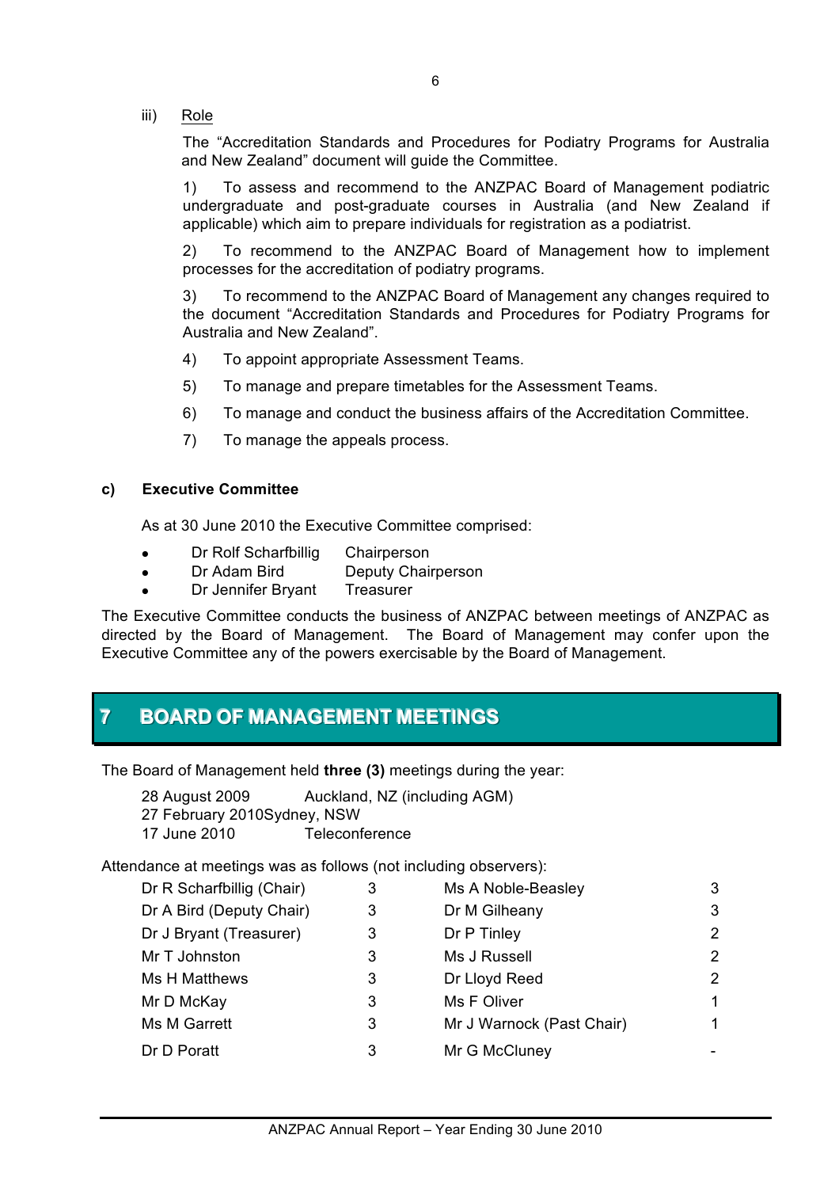iii) Role

The "Accreditation Standards and Procedures for Podiatry Programs for Australia and New Zealand" document will guide the Committee.

1) To assess and recommend to the ANZPAC Board of Management podiatric undergraduate and post-graduate courses in Australia (and New Zealand if applicable) which aim to prepare individuals for registration as a podiatrist.

2) To recommend to the ANZPAC Board of Management how to implement processes for the accreditation of podiatry programs.

3) To recommend to the ANZPAC Board of Management any changes required to the document "Accreditation Standards and Procedures for Podiatry Programs for Australia and New Zealand".

4) To appoint appropriate Assessment Teams.

5) To manage and prepare timetables for the Assessment Teams.

6) To manage and conduct the business affairs of the Accreditation Committee.

7) To manage the appeals process.

**c) Executive Committee**

As at 30 June 2010 the Executive Committee comprised:

- Dr Rolf Scharfbillig Chairperson
- Dr Adam Bird Deputy Chairperson
- Dr Jennifer Bryant Treasurer

The Executive Committee conducts the business of ANZPAC between meetings of ANZPAC as directed by the Board of Management. The Board of Management may confer upon the Executive Committee any of the powers exercisable by the Board of Management.

# 7 BOARD OF MANAGEMENT MEETINGS

The Board of Management held **three (3)** meetings during the year:

28 August 2009 Auckland, NZ (including AGM)
27 February 2010 Sydney, NSW
17 June 2010 Teleconference

Attendance at meetings was as follows (not including observers):

| | | | |
|---|---|---|---|
| Dr R Scharfbillig (Chair) | 3 | Ms A Noble-Beasley | 3 |
| Dr A Bird (Deputy Chair) | 3 | Dr M Gilheany | 3 |
| Dr J Bryant (Treasurer) | 3 | Dr P Tinley | 2 |
| Mr T Johnston | 3 | Ms J Russell | 2 |
| Ms H Matthews | 3 | Dr Lloyd Reed | 2 |
| Mr D McKay | 3 | Ms F Oliver | 1 |
| Ms M Garrett | 3 | Mr J Warnock (Past Chair) | 1 |
| Dr D Poratt | 3 | Mr G McCluney | - |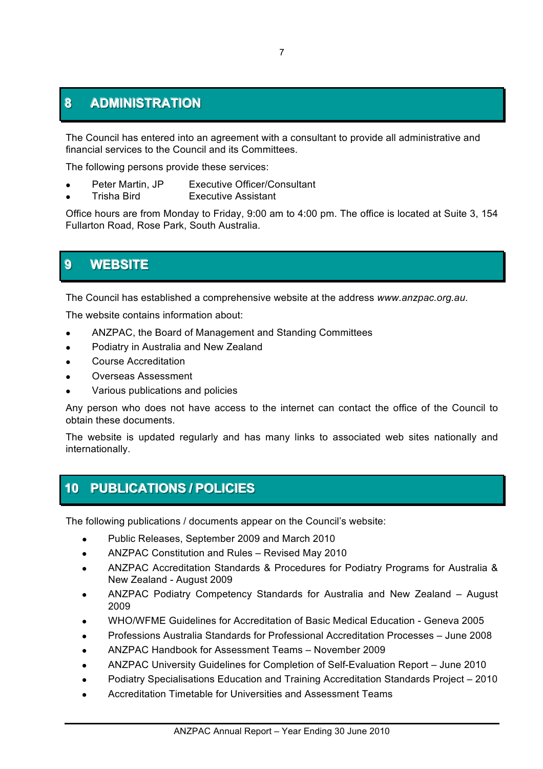## 8 ADMINISTRATION

The Council has entered into an agreement with a consultant to provide all administrative and financial services to the Council and its Committees.

The following persons provide these services:

- Peter Martin, JP — Executive Officer/Consultant
- Trisha Bird — Executive Assistant

Office hours are from Monday to Friday, 9:00 am to 4:00 pm. The office is located at Suite 3, 154 Fullarton Road, Rose Park, South Australia.

## 9 WEBSITE

The Council has established a comprehensive website at the address *www.anzpac.org.au*.

The website contains information about:

- ANZPAC, the Board of Management and Standing Committees
- Podiatry in Australia and New Zealand
- Course Accreditation
- Overseas Assessment
- Various publications and policies

Any person who does not have access to the internet can contact the office of the Council to obtain these documents.

The website is updated regularly and has many links to associated web sites nationally and internationally.

## 10 PUBLICATIONS / POLICIES

The following publications / documents appear on the Council's website:

- Public Releases, September 2009 and March 2010
- ANZPAC Constitution and Rules – Revised May 2010
- ANZPAC Accreditation Standards & Procedures for Podiatry Programs for Australia & New Zealand - August 2009
- ANZPAC Podiatry Competency Standards for Australia and New Zealand – August 2009
- WHO/WFME Guidelines for Accreditation of Basic Medical Education - Geneva 2005
- Professions Australia Standards for Professional Accreditation Processes – June 2008
- ANZPAC Handbook for Assessment Teams – November 2009
- ANZPAC University Guidelines for Completion of Self-Evaluation Report – June 2010
- Podiatry Specialisations Education and Training Accreditation Standards Project – 2010
- Accreditation Timetable for Universities and Assessment Teams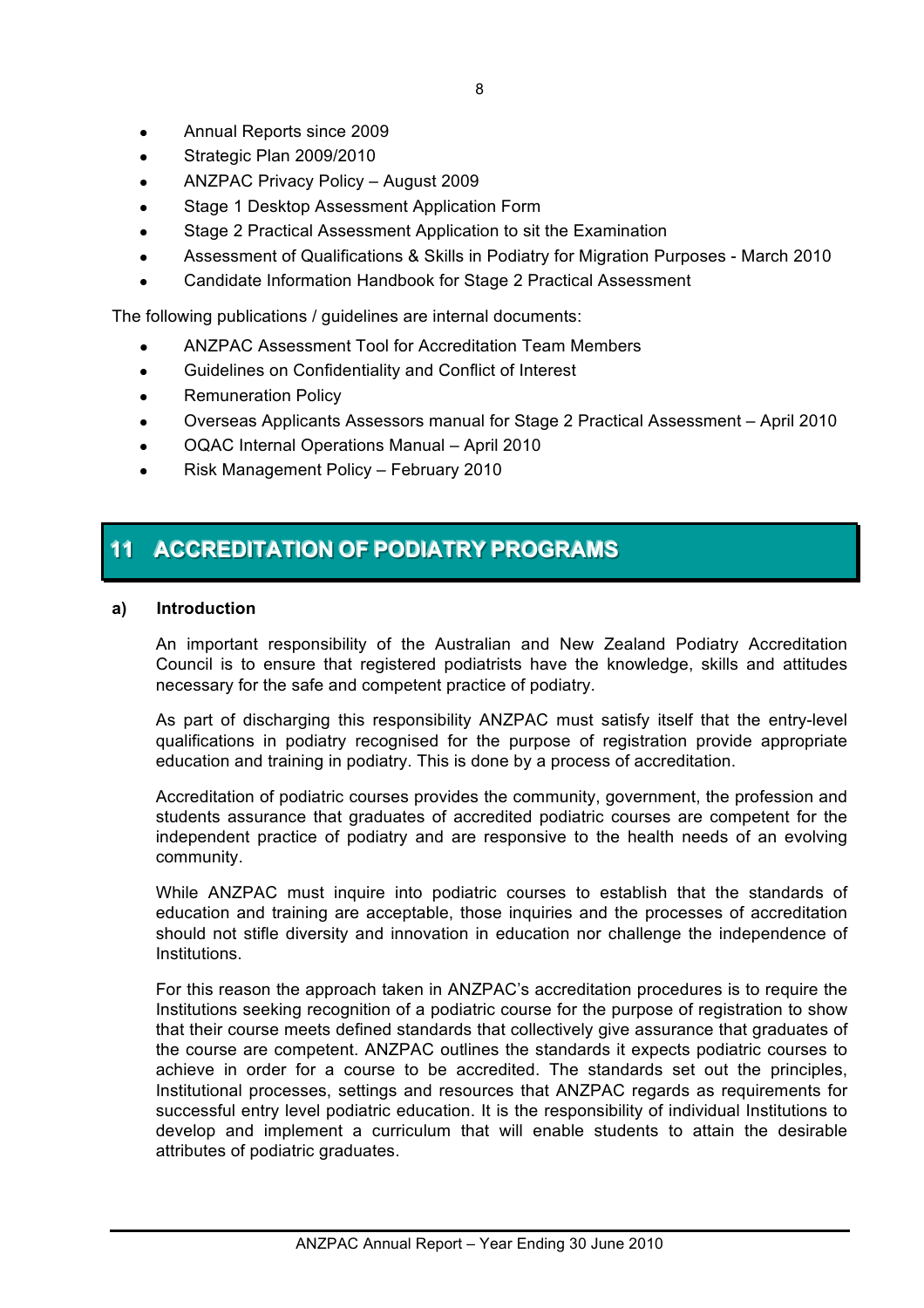- Annual Reports since 2009
- Strategic Plan 2009/2010
- ANZPAC Privacy Policy – August 2009
- Stage 1 Desktop Assessment Application Form
- Stage 2 Practical Assessment Application to sit the Examination
- Assessment of Qualifications & Skills in Podiatry for Migration Purposes - March 2010
- Candidate Information Handbook for Stage 2 Practical Assessment

The following publications / guidelines are internal documents:

- ANZPAC Assessment Tool for Accreditation Team Members
- Guidelines on Confidentiality and Conflict of Interest
- Remuneration Policy
- Overseas Applicants Assessors manual for Stage 2 Practical Assessment – April 2010
- OQAC Internal Operations Manual – April 2010
- Risk Management Policy – February 2010

# 11 ACCREDITATION OF PODIATRY PROGRAMS

**a) Introduction**

An important responsibility of the Australian and New Zealand Podiatry Accreditation Council is to ensure that registered podiatrists have the knowledge, skills and attitudes necessary for the safe and competent practice of podiatry.

As part of discharging this responsibility ANZPAC must satisfy itself that the entry-level qualifications in podiatry recognised for the purpose of registration provide appropriate education and training in podiatry. This is done by a process of accreditation.

Accreditation of podiatric courses provides the community, government, the profession and students assurance that graduates of accredited podiatric courses are competent for the independent practice of podiatry and are responsive to the health needs of an evolving community.

While ANZPAC must inquire into podiatric courses to establish that the standards of education and training are acceptable, those inquiries and the processes of accreditation should not stifle diversity and innovation in education nor challenge the independence of Institutions.

For this reason the approach taken in ANZPAC's accreditation procedures is to require the Institutions seeking recognition of a podiatric course for the purpose of registration to show that their course meets defined standards that collectively give assurance that graduates of the course are competent. ANZPAC outlines the standards it expects podiatric courses to achieve in order for a course to be accredited. The standards set out the principles, Institutional processes, settings and resources that ANZPAC regards as requirements for successful entry level podiatric education. It is the responsibility of individual Institutions to develop and implement a curriculum that will enable students to attain the desirable attributes of podiatric graduates.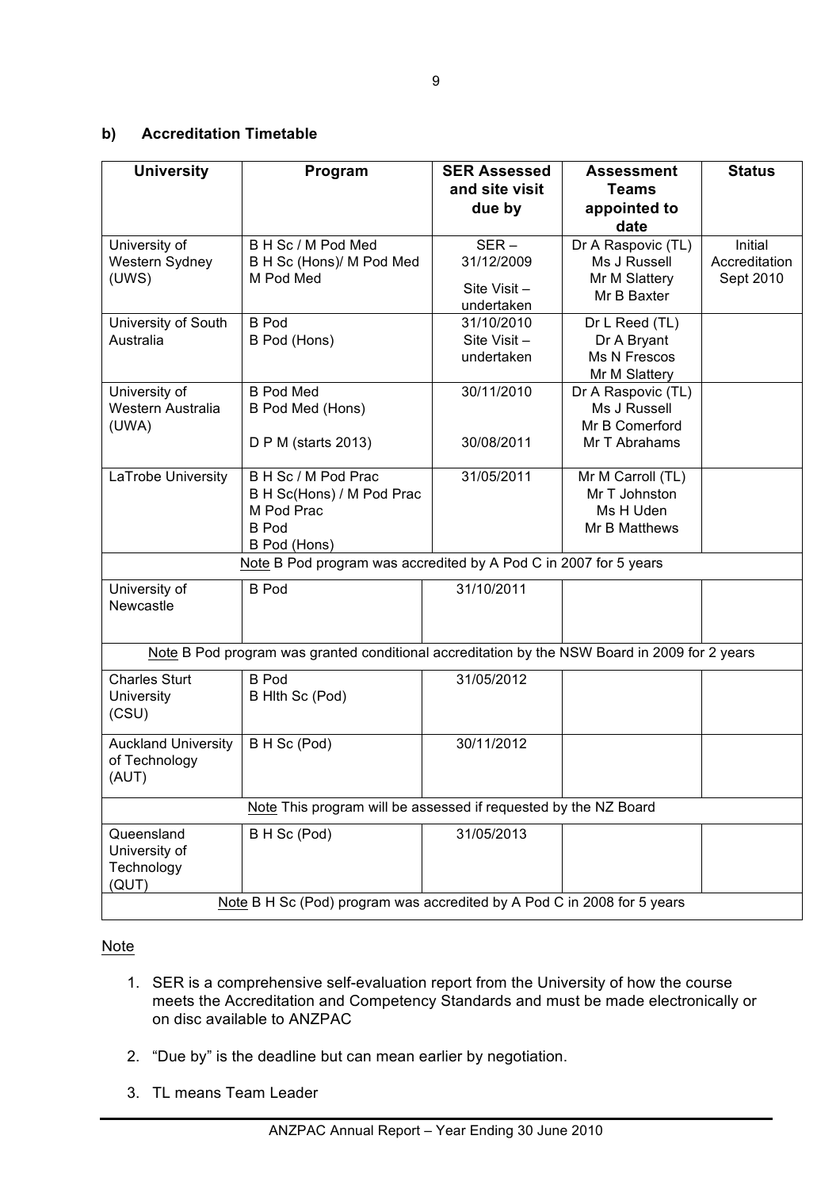### b) Accreditation Timetable

| University | Program | SER Assessed and site visit due by | Assessment Teams appointed to date | Status |
|---|---|---|---|---|
| University of Western Sydney (UWS) | B H Sc / M Pod Med<br>B H Sc (Hons)/ M Pod Med<br>M Pod Med | SER – 31/12/2009<br>Site Visit – undertaken | Dr A Raspovic (TL)<br>Ms J Russell<br>Mr M Slattery<br>Mr B Baxter | Initial Accreditation Sept 2010 |
| University of South Australia | B Pod<br>B Pod (Hons) | 31/10/2010<br>Site Visit – undertaken | Dr L Reed (TL)<br>Dr A Bryant<br>Ms N Frescos<br>Mr M Slattery | |
| University of Western Australia (UWA) | B Pod Med<br>B Pod Med (Hons)<br>D P M (starts 2013) | 30/11/2010<br>30/08/2011 | Dr A Raspovic (TL)<br>Ms J Russell<br>Mr B Comerford<br>Mr T Abrahams | |
| LaTrobe University | B H Sc / M Pod Prac<br>B H Sc(Hons) / M Pod Prac<br>M Pod Prac<br>B Pod<br>B Pod (Hons) | 31/05/2011 | Mr M Carroll (TL)<br>Mr T Johnston<br>Ms H Uden<br>Mr B Matthews | |
| Note B Pod program was accredited by A Pod C in 2007 for 5 years | | | | |
| University of Newcastle | B Pod | 31/10/2011 | | |
| Note B Pod program was granted conditional accreditation by the NSW Board in 2009 for 2 years | | | | |
| Charles Sturt University (CSU) | B Pod<br>B Hlth Sc (Pod) | 31/05/2012 | | |
| Auckland University of Technology (AUT) | B H Sc (Pod) | 30/11/2012 | | |
| Note This program will be assessed if requested by the NZ Board | | | | |
| Queensland University of Technology (QUT) | B H Sc (Pod) | 31/05/2013 | | |
| Note B H Sc (Pod) program was accredited by A Pod C in 2008 for 5 years | | | | |

Note

1. SER is a comprehensive self-evaluation report from the University of how the course meets the Accreditation and Competency Standards and must be made electronically or on disc available to ANZPAC
2. "Due by" is the deadline but can mean earlier by negotiation.
3. TL means Team Leader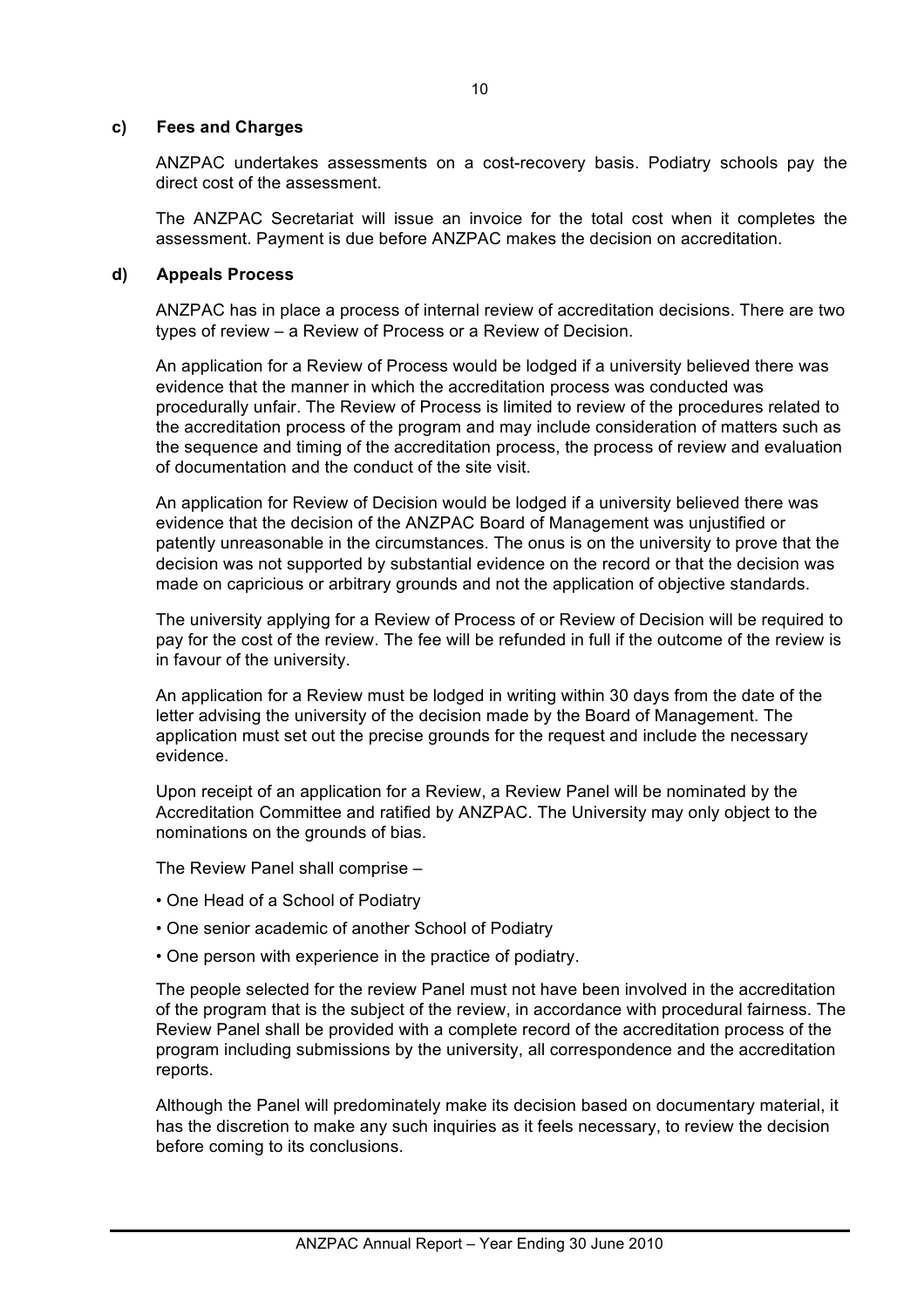### c) Fees and Charges

ANZPAC undertakes assessments on a cost-recovery basis. Podiatry schools pay the direct cost of the assessment.

The ANZPAC Secretariat will issue an invoice for the total cost when it completes the assessment. Payment is due before ANZPAC makes the decision on accreditation.

### d) Appeals Process

ANZPAC has in place a process of internal review of accreditation decisions. There are two types of review – a Review of Process or a Review of Decision.

An application for a Review of Process would be lodged if a university believed there was evidence that the manner in which the accreditation process was conducted was procedurally unfair. The Review of Process is limited to review of the procedures related to the accreditation process of the program and may include consideration of matters such as the sequence and timing of the accreditation process, the process of review and evaluation of documentation and the conduct of the site visit.

An application for Review of Decision would be lodged if a university believed there was evidence that the decision of the ANZPAC Board of Management was unjustified or patently unreasonable in the circumstances. The onus is on the university to prove that the decision was not supported by substantial evidence on the record or that the decision was made on capricious or arbitrary grounds and not the application of objective standards.

The university applying for a Review of Process of or Review of Decision will be required to pay for the cost of the review. The fee will be refunded in full if the outcome of the review is in favour of the university.

An application for a Review must be lodged in writing within 30 days from the date of the letter advising the university of the decision made by the Board of Management. The application must set out the precise grounds for the request and include the necessary evidence.

Upon receipt of an application for a Review, a Review Panel will be nominated by the Accreditation Committee and ratified by ANZPAC. The University may only object to the nominations on the grounds of bias.

The Review Panel shall comprise –

- One Head of a School of Podiatry
- One senior academic of another School of Podiatry
- One person with experience in the practice of podiatry.

The people selected for the review Panel must not have been involved in the accreditation of the program that is the subject of the review, in accordance with procedural fairness. The Review Panel shall be provided with a complete record of the accreditation process of the program including submissions by the university, all correspondence and the accreditation reports.

Although the Panel will predominately make its decision based on documentary material, it has the discretion to make any such inquiries as it feels necessary, to review the decision before coming to its conclusions.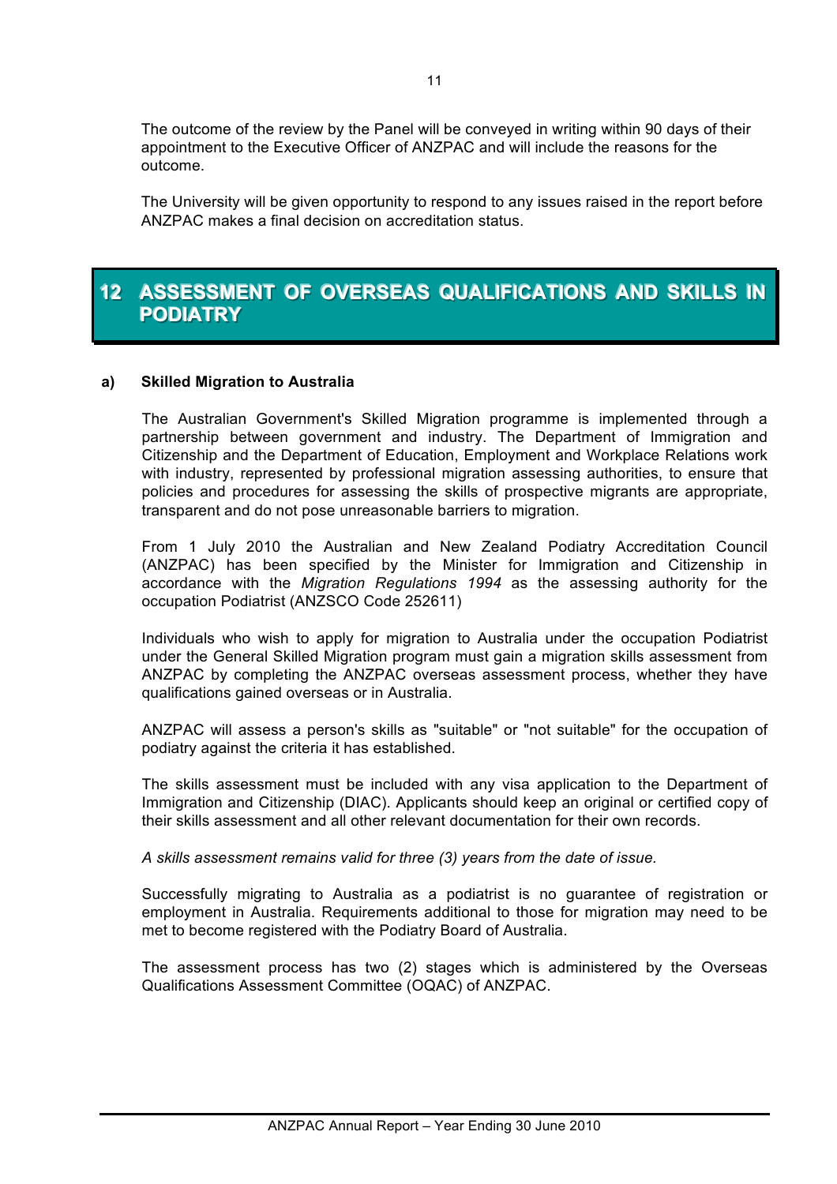The outcome of the review by the Panel will be conveyed in writing within 90 days of their appointment to the Executive Officer of ANZPAC and will include the reasons for the outcome.

The University will be given opportunity to respond to any issues raised in the report before ANZPAC makes a final decision on accreditation status.

# 12 ASSESSMENT OF OVERSEAS QUALIFICATIONS AND SKILLS IN PODIATRY

**a) Skilled Migration to Australia**

The Australian Government's Skilled Migration programme is implemented through a partnership between government and industry. The Department of Immigration and Citizenship and the Department of Education, Employment and Workplace Relations work with industry, represented by professional migration assessing authorities, to ensure that policies and procedures for assessing the skills of prospective migrants are appropriate, transparent and do not pose unreasonable barriers to migration.

From 1 July 2010 the Australian and New Zealand Podiatry Accreditation Council (ANZPAC) has been specified by the Minister for Immigration and Citizenship in accordance with the *Migration Regulations 1994* as the assessing authority for the occupation Podiatrist (ANZSCO Code 252611)

Individuals who wish to apply for migration to Australia under the occupation Podiatrist under the General Skilled Migration program must gain a migration skills assessment from ANZPAC by completing the ANZPAC overseas assessment process, whether they have qualifications gained overseas or in Australia.

ANZPAC will assess a person's skills as "suitable" or "not suitable" for the occupation of podiatry against the criteria it has established.

The skills assessment must be included with any visa application to the Department of Immigration and Citizenship (DIAC). Applicants should keep an original or certified copy of their skills assessment and all other relevant documentation for their own records.

*A skills assessment remains valid for three (3) years from the date of issue.*

Successfully migrating to Australia as a podiatrist is no guarantee of registration or employment in Australia. Requirements additional to those for migration may need to be met to become registered with the Podiatry Board of Australia.

The assessment process has two (2) stages which is administered by the Overseas Qualifications Assessment Committee (OQAC) of ANZPAC.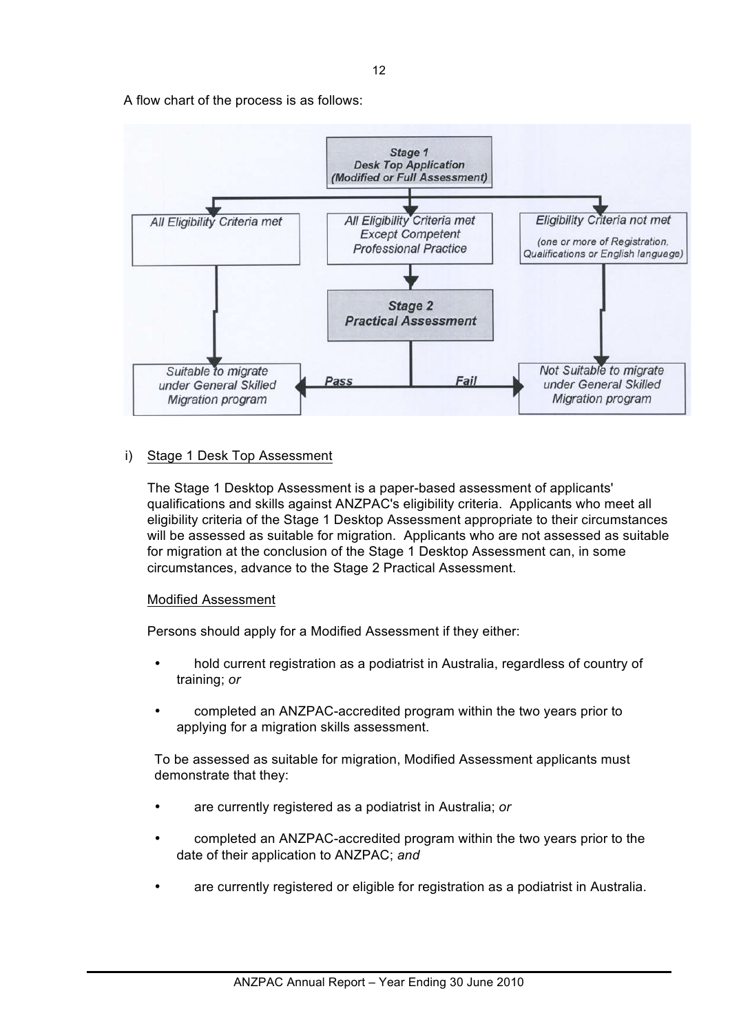A flow chart of the process is as follows:

**Stage 1**
**Desk Top Application**
**(Modified or Full Assessment)**

- *All Eligibility Criteria met* → *Suitable to migrate under General Skilled Migration program*
- *All Eligibility Criteria met Except Competent Professional Practice* → **Stage 2 Practical Assessment**
  - *Pass* → *Suitable to migrate under General Skilled Migration program*
  - *Fail* → *Not Suitable to migrate under General Skilled Migration program*
- *Eligibility Criteria not met (one or more of Registration, Qualifications or English language)* → *Not Suitable to migrate under General Skilled Migration program*

i) Stage 1 Desk Top Assessment

The Stage 1 Desktop Assessment is a paper-based assessment of applicants' qualifications and skills against ANZPAC's eligibility criteria. Applicants who meet all eligibility criteria of the Stage 1 Desktop Assessment appropriate to their circumstances will be assessed as suitable for migration. Applicants who are not assessed as suitable for migration at the conclusion of the Stage 1 Desktop Assessment can, in some circumstances, advance to the Stage 2 Practical Assessment.

Modified Assessment

Persons should apply for a Modified Assessment if they either:

- hold current registration as a podiatrist in Australia, regardless of country of training; *or*
- completed an ANZPAC-accredited program within the two years prior to applying for a migration skills assessment.

To be assessed as suitable for migration, Modified Assessment applicants must demonstrate that they:

- are currently registered as a podiatrist in Australia; *or*
- completed an ANZPAC-accredited program within the two years prior to the date of their application to ANZPAC; *and*
- are currently registered or eligible for registration as a podiatrist in Australia.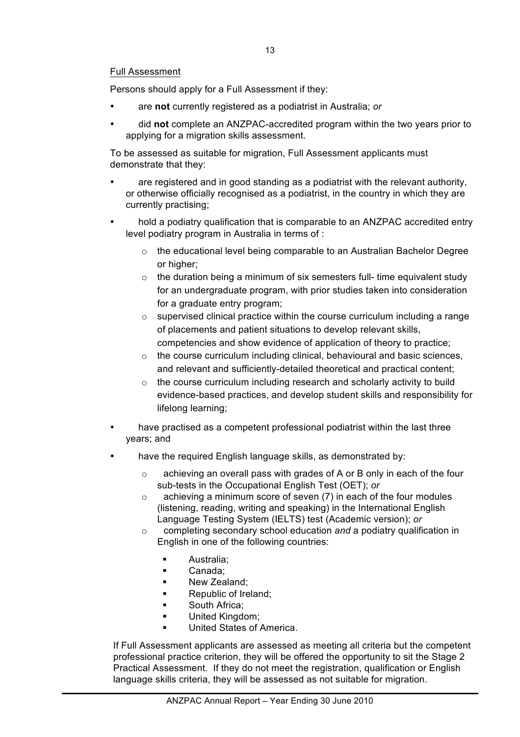Full Assessment

Persons should apply for a Full Assessment if they:

- are **not** currently registered as a podiatrist in Australia; *or*
- did **not** complete an ANZPAC-accredited program within the two years prior to applying for a migration skills assessment.

To be assessed as suitable for migration, Full Assessment applicants must demonstrate that they:

- are registered and in good standing as a podiatrist with the relevant authority, or otherwise officially recognised as a podiatrist, in the country in which they are currently practising;
- hold a podiatry qualification that is comparable to an ANZPAC accredited entry level podiatry program in Australia in terms of :
  - the educational level being comparable to an Australian Bachelor Degree or higher;
  - the duration being a minimum of six semesters full- time equivalent study for an undergraduate program, with prior studies taken into consideration for a graduate entry program;
  - supervised clinical practice within the course curriculum including a range of placements and patient situations to develop relevant skills, competencies and show evidence of application of theory to practice;
  - the course curriculum including clinical, behavioural and basic sciences, and relevant and sufficiently-detailed theoretical and practical content;
  - the course curriculum including research and scholarly activity to build evidence-based practices, and develop student skills and responsibility for lifelong learning;
- have practised as a competent professional podiatrist within the last three years; and
- have the required English language skills, as demonstrated by:
  - achieving an overall pass with grades of A or B only in each of the four sub-tests in the Occupational English Test (OET); *or*
  - achieving a minimum score of seven (7) in each of the four modules (listening, reading, writing and speaking) in the International English Language Testing System (IELTS) test (Academic version); *or*
  - completing secondary school education *and* a podiatry qualification in English in one of the following countries:
    - Australia;
    - Canada;
    - New Zealand;
    - Republic of Ireland;
    - South Africa;
    - United Kingdom;
    - United States of America.

If Full Assessment applicants are assessed as meeting all criteria but the competent professional practice criterion, they will be offered the opportunity to sit the Stage 2 Practical Assessment. If they do not meet the registration, qualification or English language skills criteria, they will be assessed as not suitable for migration.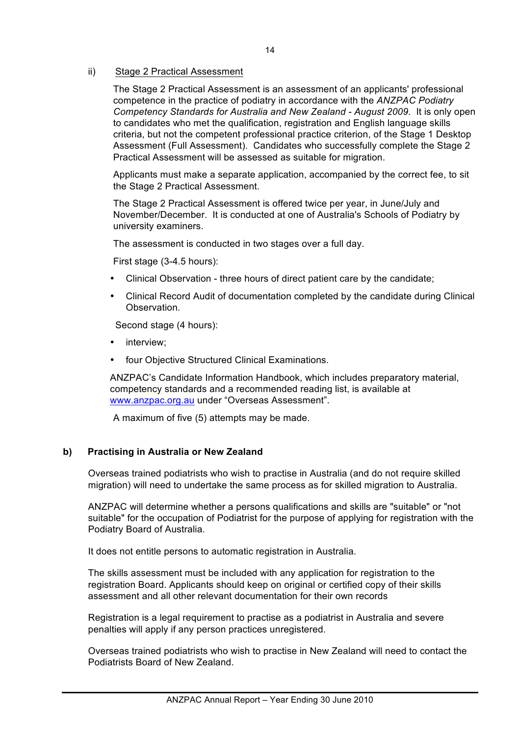ii) Stage 2 Practical Assessment

The Stage 2 Practical Assessment is an assessment of an applicants' professional competence in the practice of podiatry in accordance with the *ANZPAC Podiatry Competency Standards for Australia and New Zealand - August 2009*. It is only open to candidates who met the qualification, registration and English language skills criteria, but not the competent professional practice criterion, of the Stage 1 Desktop Assessment (Full Assessment). Candidates who successfully complete the Stage 2 Practical Assessment will be assessed as suitable for migration.

Applicants must make a separate application, accompanied by the correct fee, to sit the Stage 2 Practical Assessment.

The Stage 2 Practical Assessment is offered twice per year, in June/July and November/December. It is conducted at one of Australia's Schools of Podiatry by university examiners.

The assessment is conducted in two stages over a full day.

First stage (3-4.5 hours):

- Clinical Observation - three hours of direct patient care by the candidate;
- Clinical Record Audit of documentation completed by the candidate during Clinical Observation.

Second stage (4 hours):

- interview;
- four Objective Structured Clinical Examinations.

ANZPAC's Candidate Information Handbook, which includes preparatory material, competency standards and a recommended reading list, is available at www.anzpac.org.au under "Overseas Assessment".

A maximum of five (5) attempts may be made.

**b) Practising in Australia or New Zealand**

Overseas trained podiatrists who wish to practise in Australia (and do not require skilled migration) will need to undertake the same process as for skilled migration to Australia.

ANZPAC will determine whether a persons qualifications and skills are "suitable" or "not suitable" for the occupation of Podiatrist for the purpose of applying for registration with the Podiatry Board of Australia.

It does not entitle persons to automatic registration in Australia.

The skills assessment must be included with any application for registration to the registration Board. Applicants should keep on original or certified copy of their skills assessment and all other relevant documentation for their own records

Registration is a legal requirement to practise as a podiatrist in Australia and severe penalties will apply if any person practices unregistered.

Overseas trained podiatrists who wish to practise in New Zealand will need to contact the Podiatrists Board of New Zealand.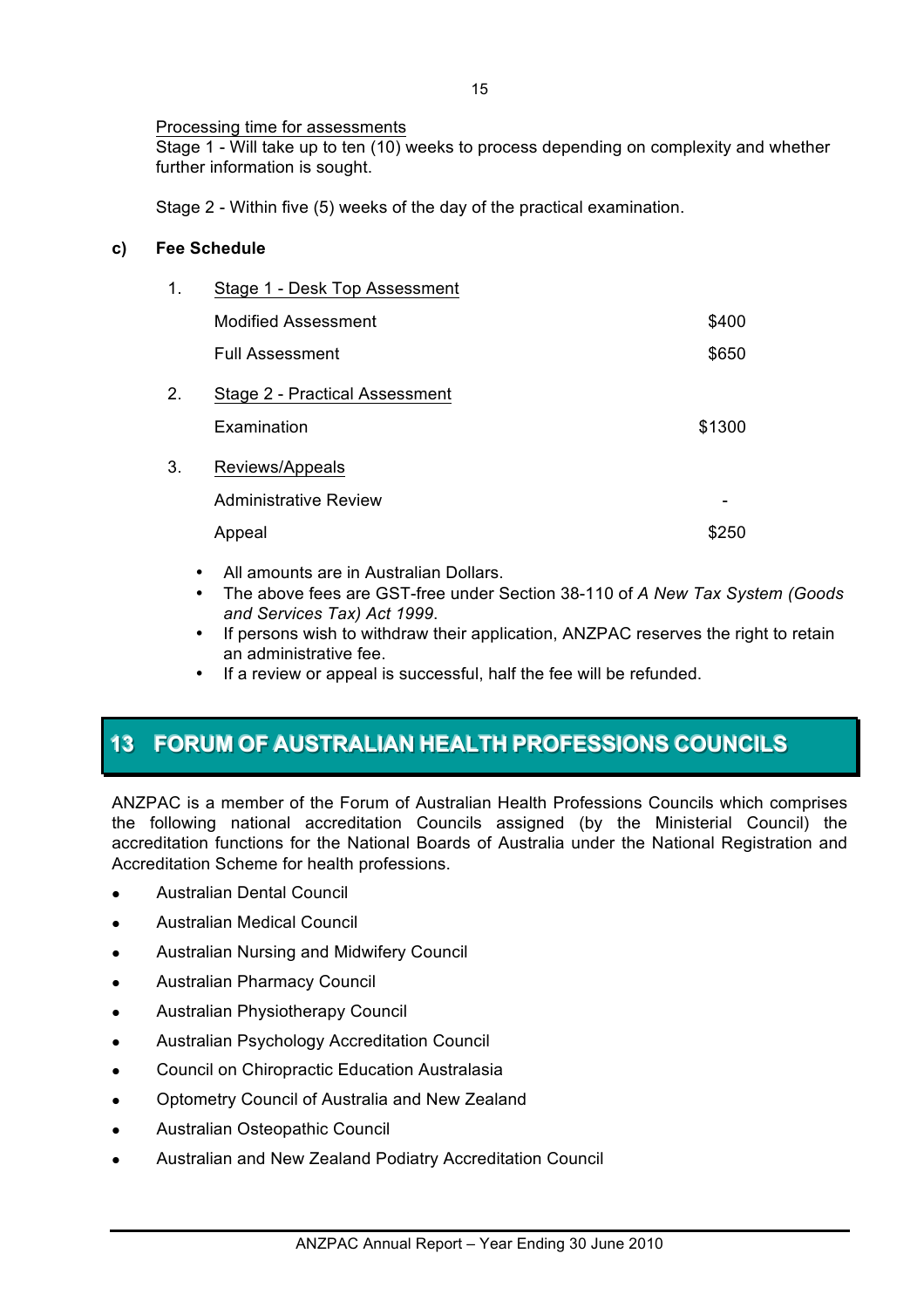Processing time for assessments

Stage 1 - Will take up to ten (10) weeks to process depending on complexity and whether further information is sought.

Stage 2 - Within five (5) weeks of the day of the practical examination.

**c) Fee Schedule**

| | | |
|---|---|---|
| 1. | Stage 1 - Desk Top Assessment | |
| | Modified Assessment | $400 |
| | Full Assessment | $650 |
| 2. | Stage 2 - Practical Assessment | |
| | Examination | $1300 |
| 3. | Reviews/Appeals | |
| | Administrative Review | - |
| | Appeal | $250 |

- All amounts are in Australian Dollars.
- The above fees are GST-free under Section 38-110 of *A New Tax System (Goods and Services Tax) Act 1999*.
- If persons wish to withdraw their application, ANZPAC reserves the right to retain an administrative fee.
- If a review or appeal is successful, half the fee will be refunded.

## 13 FORUM OF AUSTRALIAN HEALTH PROFESSIONS COUNCILS

ANZPAC is a member of the Forum of Australian Health Professions Councils which comprises the following national accreditation Councils assigned (by the Ministerial Council) the accreditation functions for the National Boards of Australia under the National Registration and Accreditation Scheme for health professions.

- Australian Dental Council
- Australian Medical Council
- Australian Nursing and Midwifery Council
- Australian Pharmacy Council
- Australian Physiotherapy Council
- Australian Psychology Accreditation Council
- Council on Chiropractic Education Australasia
- Optometry Council of Australia and New Zealand
- Australian Osteopathic Council
- Australian and New Zealand Podiatry Accreditation Council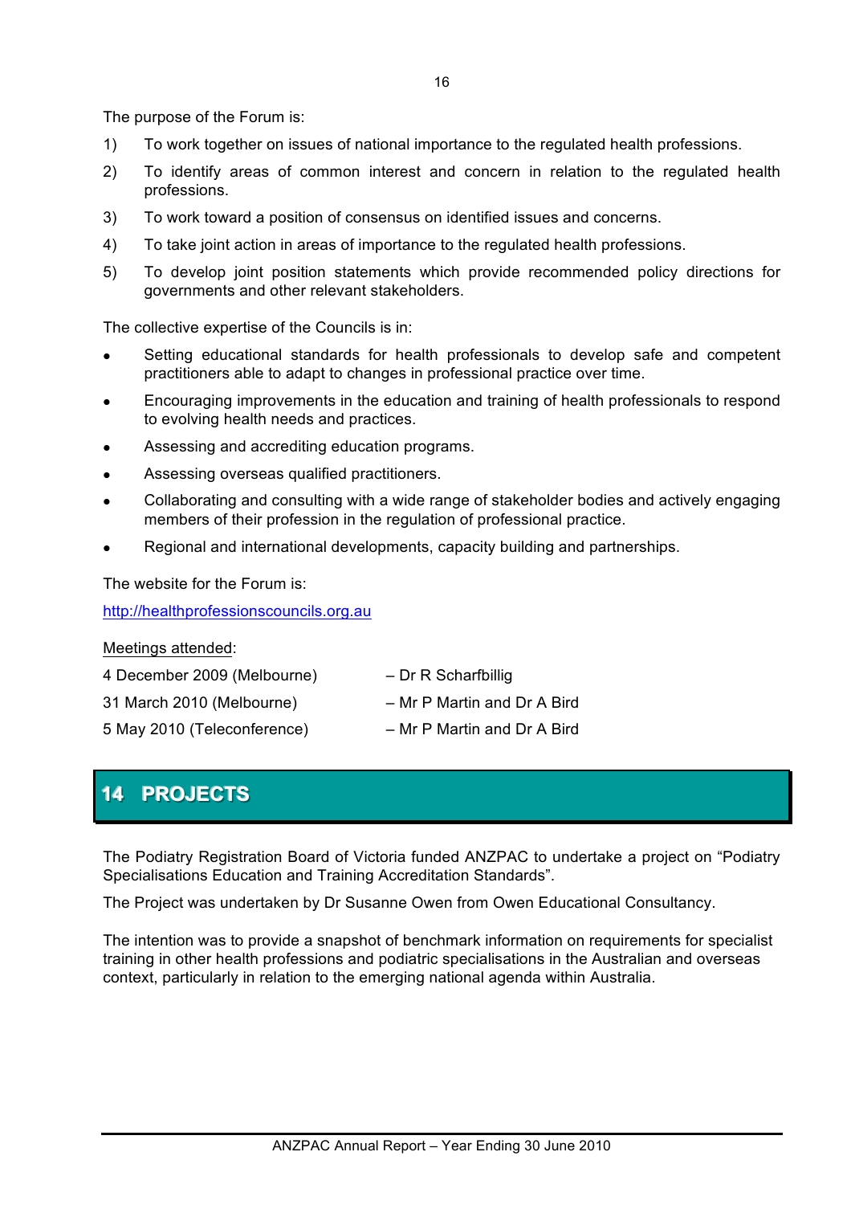The purpose of the Forum is:

1) To work together on issues of national importance to the regulated health professions.
2) To identify areas of common interest and concern in relation to the regulated health professions.
3) To work toward a position of consensus on identified issues and concerns.
4) To take joint action in areas of importance to the regulated health professions.
5) To develop joint position statements which provide recommended policy directions for governments and other relevant stakeholders.

The collective expertise of the Councils is in:

- Setting educational standards for health professionals to develop safe and competent practitioners able to adapt to changes in professional practice over time.
- Encouraging improvements in the education and training of health professionals to respond to evolving health needs and practices.
- Assessing and accrediting education programs.
- Assessing overseas qualified practitioners.
- Collaborating and consulting with a wide range of stakeholder bodies and actively engaging members of their profession in the regulation of professional practice.
- Regional and international developments, capacity building and partnerships.

The website for the Forum is:

http://healthprofessionscouncils.org.au

Meetings attended:

| | |
|---|---|
| 4 December 2009 (Melbourne) | – Dr R Scharfbillig |
| 31 March 2010 (Melbourne) | – Mr P Martin and Dr A Bird |
| 5 May 2010 (Teleconference) | – Mr P Martin and Dr A Bird |

# 14 PROJECTS

The Podiatry Registration Board of Victoria funded ANZPAC to undertake a project on “Podiatry Specialisations Education and Training Accreditation Standards”.

The Project was undertaken by Dr Susanne Owen from Owen Educational Consultancy.

The intention was to provide a snapshot of benchmark information on requirements for specialist training in other health professions and podiatric specialisations in the Australian and overseas context, particularly in relation to the emerging national agenda within Australia.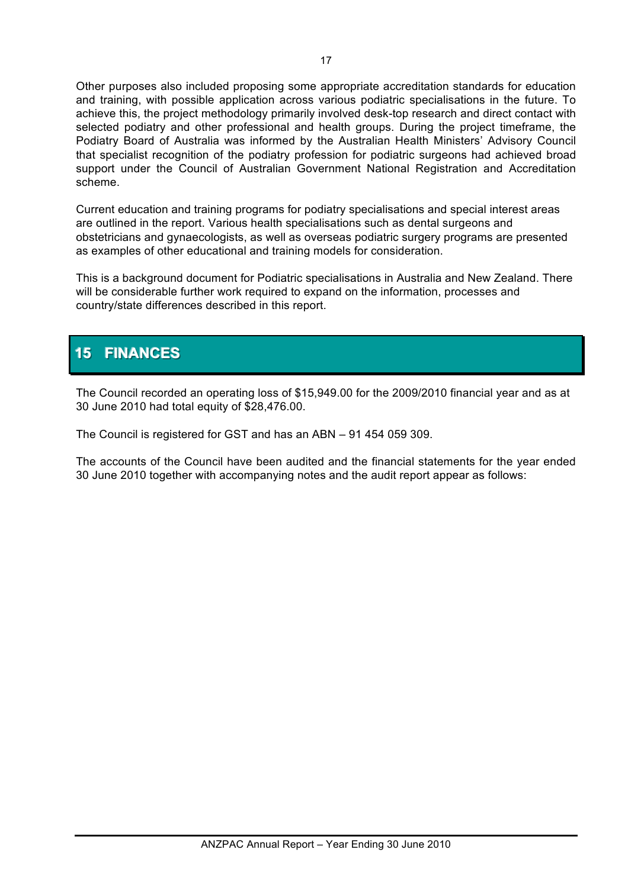Other purposes also included proposing some appropriate accreditation standards for education and training, with possible application across various podiatric specialisations in the future. To achieve this, the project methodology primarily involved desk-top research and direct contact with selected podiatry and other professional and health groups. During the project timeframe, the Podiatry Board of Australia was informed by the Australian Health Ministers' Advisory Council that specialist recognition of the podiatry profession for podiatric surgeons had achieved broad support under the Council of Australian Government National Registration and Accreditation scheme.

Current education and training programs for podiatry specialisations and special interest areas are outlined in the report. Various health specialisations such as dental surgeons and obstetricians and gynaecologists, as well as overseas podiatric surgery programs are presented as examples of other educational and training models for consideration.

This is a background document for Podiatric specialisations in Australia and New Zealand. There will be considerable further work required to expand on the information, processes and country/state differences described in this report.

# 15 FINANCES

The Council recorded an operating loss of $15,949.00 for the 2009/2010 financial year and as at 30 June 2010 had total equity of $28,476.00.

The Council is registered for GST and has an ABN – 91 454 059 309.

The accounts of the Council have been audited and the financial statements for the year ended 30 June 2010 together with accompanying notes and the audit report appear as follows: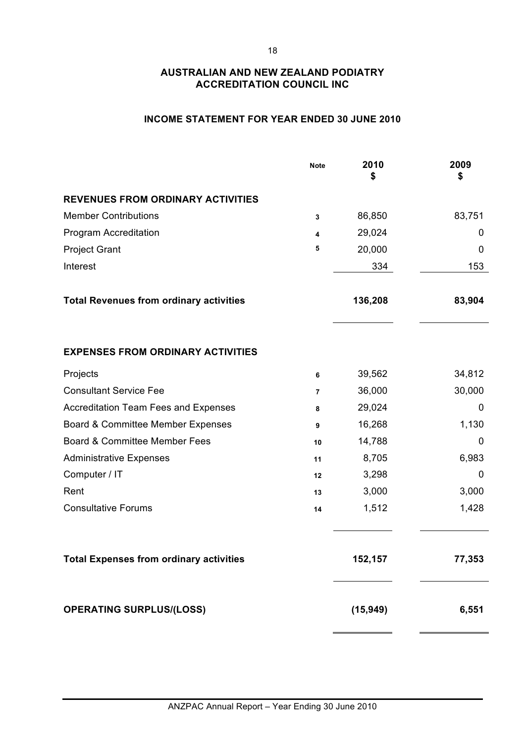## AUSTRALIAN AND NEW ZEALAND PODIATRY ACCREDITATION COUNCIL INC

### INCOME STATEMENT FOR YEAR ENDED 30 JUNE 2010

| | Note | 2010 $ | 2009 $ |
|---|---|---|---|
| **REVENUES FROM ORDINARY ACTIVITIES** | | | |
| Member Contributions | 3 | 86,850 | 83,751 |
| Program Accreditation | 4 | 29,024 | 0 |
| Project Grant | 5 | 20,000 | 0 |
| Interest | | 334 | 153 |
| **Total Revenues from ordinary activities** | | **136,208** | **83,904** |
| **EXPENSES FROM ORDINARY ACTIVITIES** | | | |
| Projects | 6 | 39,562 | 34,812 |
| Consultant Service Fee | 7 | 36,000 | 30,000 |
| Accreditation Team Fees and Expenses | 8 | 29,024 | 0 |
| Board & Committee Member Expenses | 9 | 16,268 | 1,130 |
| Board & Committee Member Fees | 10 | 14,788 | 0 |
| Administrative Expenses | 11 | 8,705 | 6,983 |
| Computer / IT | 12 | 3,298 | 0 |
| Rent | 13 | 3,000 | 3,000 |
| Consultative Forums | 14 | 1,512 | 1,428 |
| **Total Expenses from ordinary activities** | | **152,157** | **77,353** |
| **OPERATING SURPLUS/(LOSS)** | | **(15,949)** | **6,551** |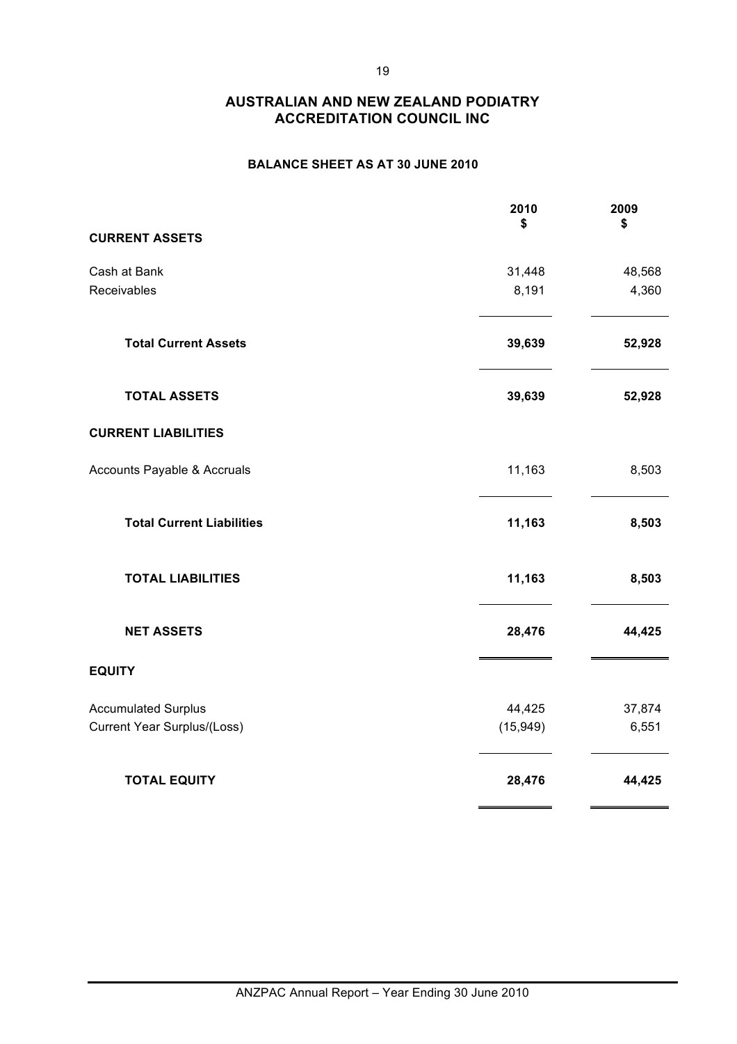# AUSTRALIAN AND NEW ZEALAND PODIATRY ACCREDITATION COUNCIL INC

## BALANCE SHEET AS AT 30 JUNE 2010

| | 2010<br>$ | 2009<br>$ |
|---|---|---|
| **CURRENT ASSETS** | | |
| Cash at Bank | 31,448 | 48,568 |
| Receivables | 8,191 | 4,360 |
| **Total Current Assets** | **39,639** | **52,928** |
| **TOTAL ASSETS** | **39,639** | **52,928** |
| **CURRENT LIABILITIES** | | |
| Accounts Payable & Accruals | 11,163 | 8,503 |
| **Total Current Liabilities** | **11,163** | **8,503** |
| **TOTAL LIABILITIES** | **11,163** | **8,503** |
| **NET ASSETS** | **28,476** | **44,425** |
| **EQUITY** | | |
| Accumulated Surplus | 44,425 | 37,874 |
| Current Year Surplus/(Loss) | (15,949) | 6,551 |
| **TOTAL EQUITY** | **28,476** | **44,425** |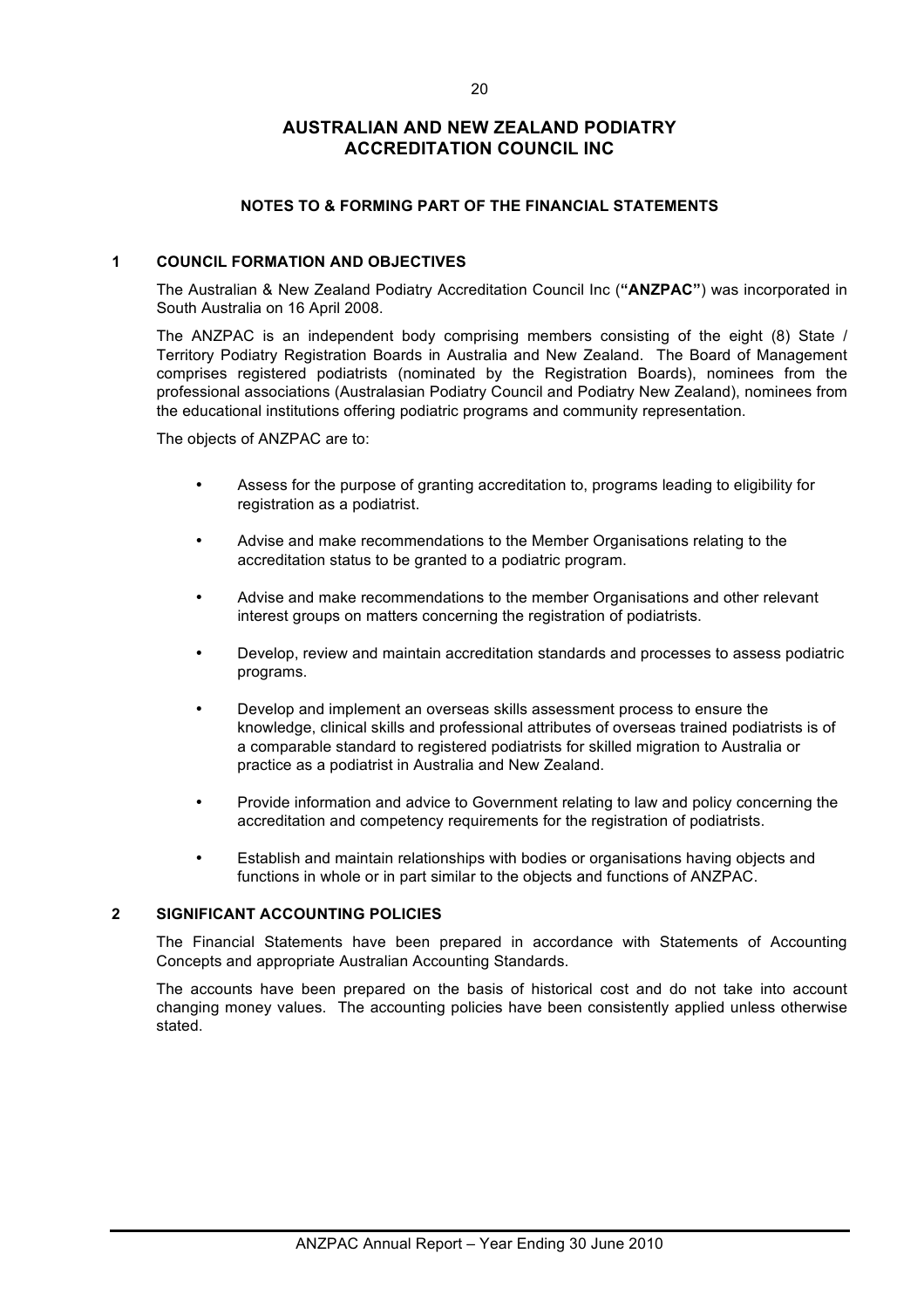# AUSTRALIAN AND NEW ZEALAND PODIATRY ACCREDITATION COUNCIL INC

## NOTES TO & FORMING PART OF THE FINANCIAL STATEMENTS

### 1 COUNCIL FORMATION AND OBJECTIVES

The Australian & New Zealand Podiatry Accreditation Council Inc (**"ANZPAC"**) was incorporated in South Australia on 16 April 2008.

The ANZPAC is an independent body comprising members consisting of the eight (8) State / Territory Podiatry Registration Boards in Australia and New Zealand. The Board of Management comprises registered podiatrists (nominated by the Registration Boards), nominees from the professional associations (Australasian Podiatry Council and Podiatry New Zealand), nominees from the educational institutions offering podiatric programs and community representation.

The objects of ANZPAC are to:

- Assess for the purpose of granting accreditation to, programs leading to eligibility for registration as a podiatrist.
- Advise and make recommendations to the Member Organisations relating to the accreditation status to be granted to a podiatric program.
- Advise and make recommendations to the member Organisations and other relevant interest groups on matters concerning the registration of podiatrists.
- Develop, review and maintain accreditation standards and processes to assess podiatric programs.
- Develop and implement an overseas skills assessment process to ensure the knowledge, clinical skills and professional attributes of overseas trained podiatrists is of a comparable standard to registered podiatrists for skilled migration to Australia or practice as a podiatrist in Australia and New Zealand.
- Provide information and advice to Government relating to law and policy concerning the accreditation and competency requirements for the registration of podiatrists.
- Establish and maintain relationships with bodies or organisations having objects and functions in whole or in part similar to the objects and functions of ANZPAC.

### 2 SIGNIFICANT ACCOUNTING POLICIES

The Financial Statements have been prepared in accordance with Statements of Accounting Concepts and appropriate Australian Accounting Standards.

The accounts have been prepared on the basis of historical cost and do not take into account changing money values. The accounting policies have been consistently applied unless otherwise stated.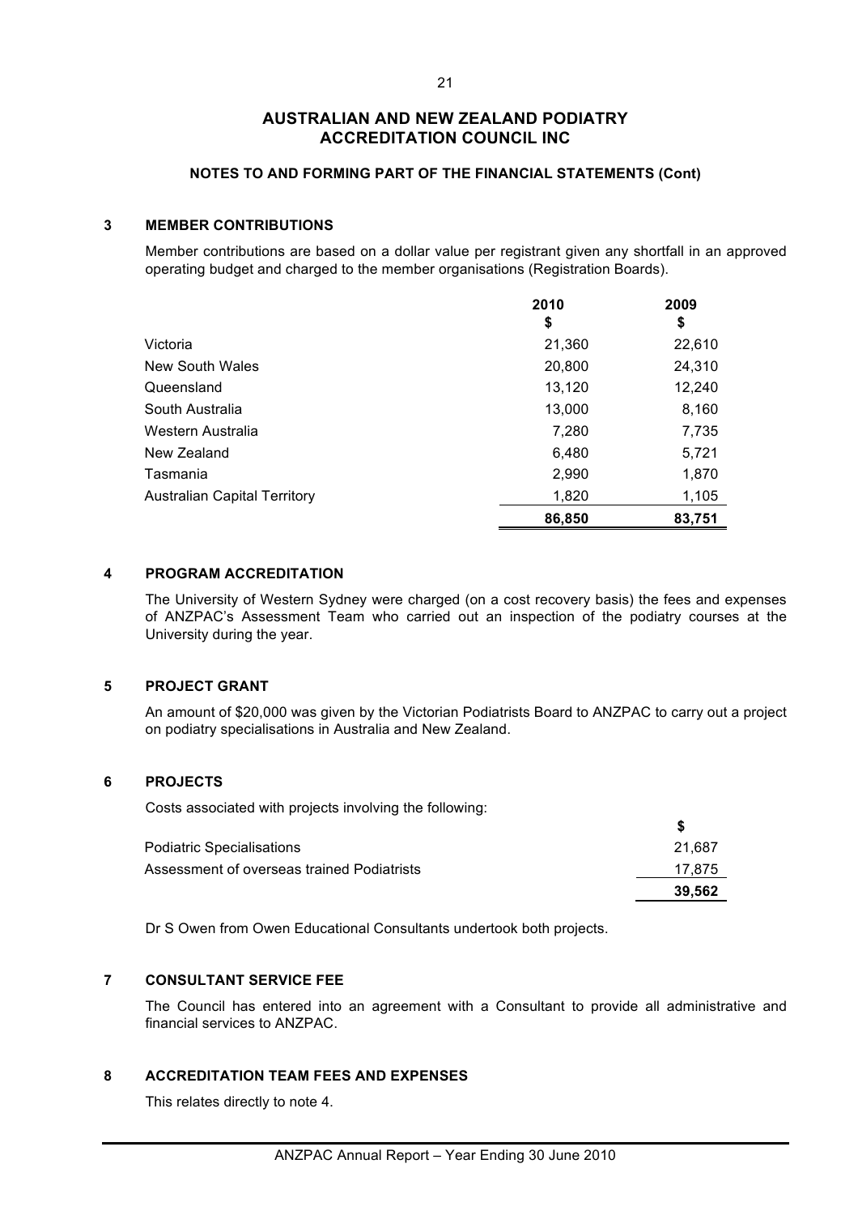# AUSTRALIAN AND NEW ZEALAND PODIATRY ACCREDITATION COUNCIL INC

## NOTES TO AND FORMING PART OF THE FINANCIAL STATEMENTS (Cont)

### 3 MEMBER CONTRIBUTIONS

Member contributions are based on a dollar value per registrant given any shortfall in an approved operating budget and charged to the member organisations (Registration Boards).

| | 2010<br>$ | 2009<br>$ |
|---|---|---|
| Victoria | 21,360 | 22,610 |
| New South Wales | 20,800 | 24,310 |
| Queensland | 13,120 | 12,240 |
| South Australia | 13,000 | 8,160 |
| Western Australia | 7,280 | 7,735 |
| New Zealand | 6,480 | 5,721 |
| Tasmania | 2,990 | 1,870 |
| Australian Capital Territory | 1,820 | 1,105 |
| | **86,850** | **83,751** |

### 4 PROGRAM ACCREDITATION

The University of Western Sydney were charged (on a cost recovery basis) the fees and expenses of ANZPAC's Assessment Team who carried out an inspection of the podiatry courses at the University during the year.

### 5 PROJECT GRANT

An amount of $20,000 was given by the Victorian Podiatrists Board to ANZPAC to carry out a project on podiatry specialisations in Australia and New Zealand.

### 6 PROJECTS

Costs associated with projects involving the following:

| | $ |
|---|---|
| Podiatric Specialisations | 21,687 |
| Assessment of overseas trained Podiatrists | 17,875 |
| | **39,562** |

Dr S Owen from Owen Educational Consultants undertook both projects.

### 7 CONSULTANT SERVICE FEE

The Council has entered into an agreement with a Consultant to provide all administrative and financial services to ANZPAC.

### 8 ACCREDITATION TEAM FEES AND EXPENSES

This relates directly to note 4.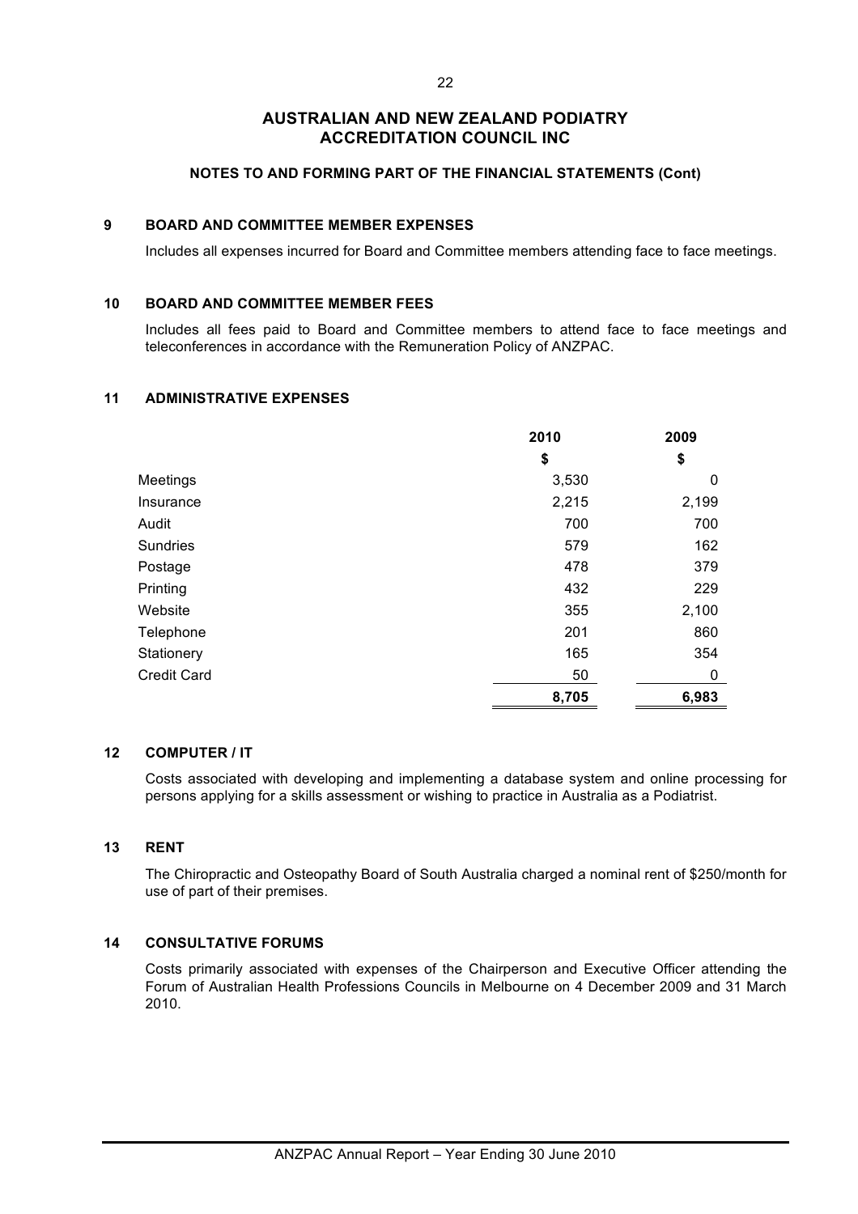# AUSTRALIAN AND NEW ZEALAND PODIATRY ACCREDITATION COUNCIL INC

## NOTES TO AND FORMING PART OF THE FINANCIAL STATEMENTS (Cont)

### 9 BOARD AND COMMITTEE MEMBER EXPENSES

Includes all expenses incurred for Board and Committee members attending face to face meetings.

### 10 BOARD AND COMMITTEE MEMBER FEES

Includes all fees paid to Board and Committee members to attend face to face meetings and teleconferences in accordance with the Remuneration Policy of ANZPAC.

### 11 ADMINISTRATIVE EXPENSES

| | 2010 | 2009 |
|---|---|---|
| | $ | $ |
| Meetings | 3,530 | 0 |
| Insurance | 2,215 | 2,199 |
| Audit | 700 | 700 |
| Sundries | 579 | 162 |
| Postage | 478 | 379 |
| Printing | 432 | 229 |
| Website | 355 | 2,100 |
| Telephone | 201 | 860 |
| Stationery | 165 | 354 |
| Credit Card | 50 | 0 |
| | **8,705** | **6,983** |

### 12 COMPUTER / IT

Costs associated with developing and implementing a database system and online processing for persons applying for a skills assessment or wishing to practice in Australia as a Podiatrist.

### 13 RENT

The Chiropractic and Osteopathy Board of South Australia charged a nominal rent of $250/month for use of part of their premises.

### 14 CONSULTATIVE FORUMS

Costs primarily associated with expenses of the Chairperson and Executive Officer attending the Forum of Australian Health Professions Councils in Melbourne on 4 December 2009 and 31 March 2010.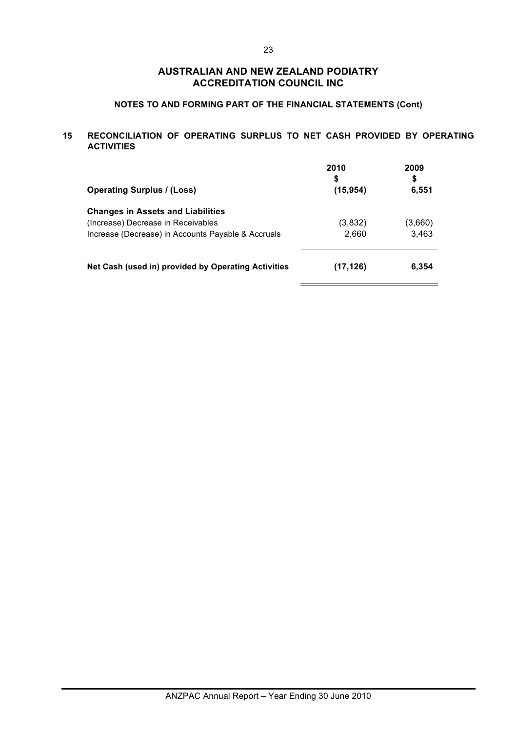# AUSTRALIAN AND NEW ZEALAND PODIATRY ACCREDITATION COUNCIL INC

## NOTES TO AND FORMING PART OF THE FINANCIAL STATEMENTS (Cont)

### 15 RECONCILIATION OF OPERATING SURPLUS TO NET CASH PROVIDED BY OPERATING ACTIVITIES

| | 2010<br>$ | 2009<br>$ |
|---|---|---|
| **Operating Surplus / (Loss)** | **(15,954)** | **6,551** |
| **Changes in Assets and Liabilities** | | |
| (Increase) Decrease in Receivables | (3,832) | (3,660) |
| Increase (Decrease) in Accounts Payable & Accruals | 2,660 | 3,463 |
| **Net Cash (used in) provided by Operating Activities** | **(17,126)** | **6,354** |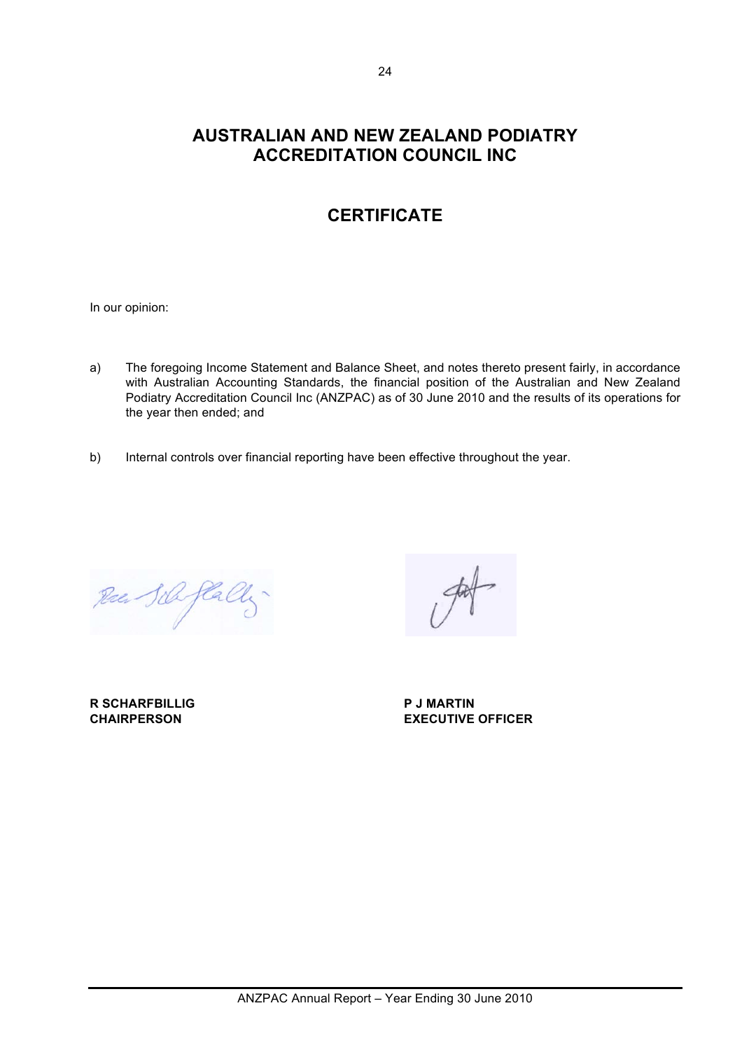# AUSTRALIAN AND NEW ZEALAND PODIATRY ACCREDITATION COUNCIL INC

## CERTIFICATE

In our opinion:

a) The foregoing Income Statement and Balance Sheet, and notes thereto present fairly, in accordance with Australian Accounting Standards, the financial position of the Australian and New Zealand Podiatry Accreditation Council Inc (ANZPAC) as of 30 June 2010 and the results of its operations for the year then ended; and

b) Internal controls over financial reporting have been effective throughout the year.

**R SCHARFBILLIG**
**CHAIRPERSON**

**P J MARTIN**
**EXECUTIVE OFFICER**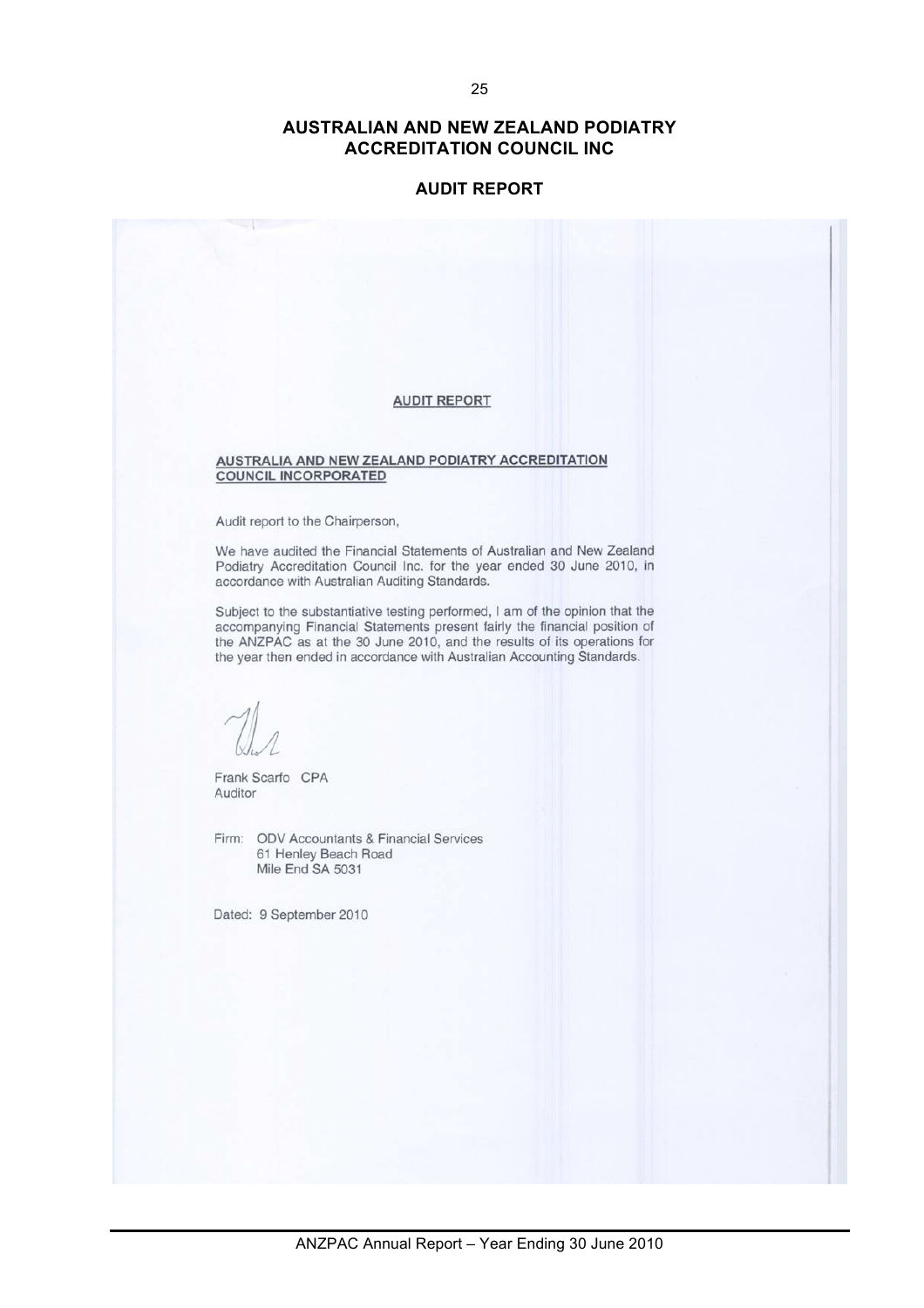# AUSTRALIAN AND NEW ZEALAND PODIATRY ACCREDITATION COUNCIL INC

## AUDIT REPORT

### AUDIT REPORT

**AUSTRALIA AND NEW ZEALAND PODIATRY ACCREDITATION COUNCIL INCORPORATED**

Audit report to the Chairperson,

We have audited the Financial Statements of Australian and New Zealand Podiatry Accreditation Council Inc. for the year ended 30 June 2010, in accordance with Australian Auditing Standards.

Subject to the substantiative testing performed, I am of the opinion that the accompanying Financial Statements present fairly the financial position of the ANZPAC as at the 30 June 2010, and the results of its operations for the year then ended in accordance with Australian Accounting Standards.

Frank Scarfo CPA
Auditor

Firm: ODV Accountants & Financial Services
61 Henley Beach Road
Mile End SA 5031

Dated: 9 September 2010